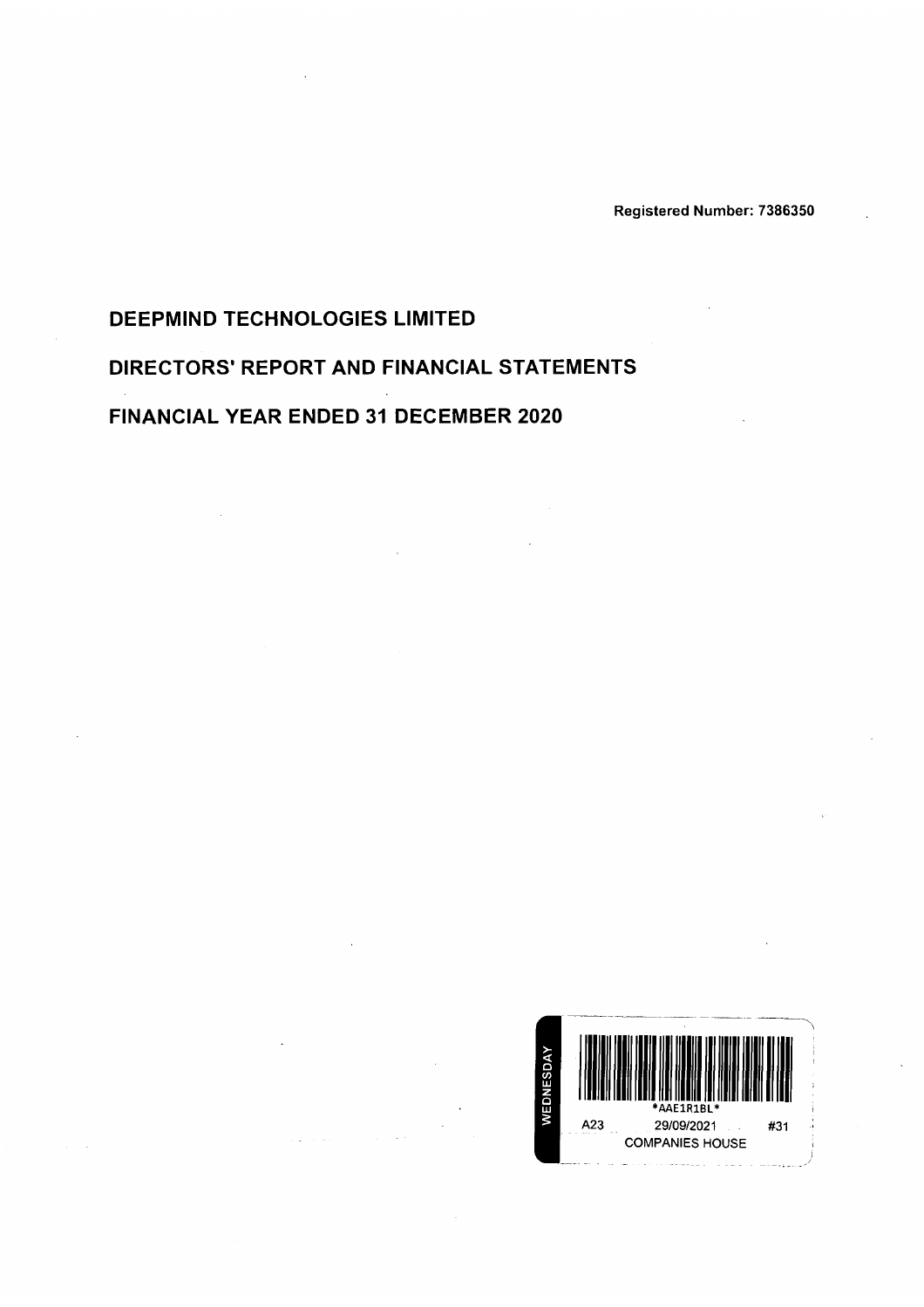Registered Number: 7386350

# DEEPMIND TECHNOLOGIES LIMITED

## DIRECTORS' REPORT AND FINANCIAL STATEMENTS

## FINANCIAL YEAR ENDED 31 DECEMBER 2020

WEDNESDAY

*AAE1R1BL*

A23 29/09/2021 #31

COMPANIES HOUSE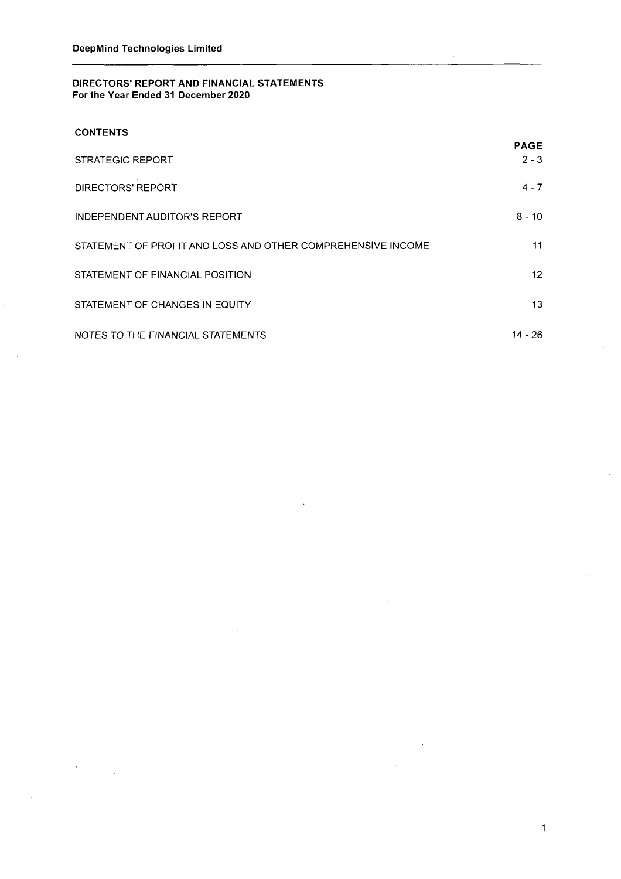**DeepMind Technologies Limited**

# DIRECTORS' REPORT AND FINANCIAL STATEMENTS
**For the Year Ended 31 December 2020**

**CONTENTS**

| | PAGE |
|---|---|
| STRATEGIC REPORT | 2 - 3 |
| DIRECTORS' REPORT | 4 - 7 |
| INDEPENDENT AUDITOR'S REPORT | 8 - 10 |
| STATEMENT OF PROFIT AND LOSS AND OTHER COMPREHENSIVE INCOME | 11 |
| STATEMENT OF FINANCIAL POSITION | 12 |
| STATEMENT OF CHANGES IN EQUITY | 13 |
| NOTES TO THE FINANCIAL STATEMENTS | 14 - 26 |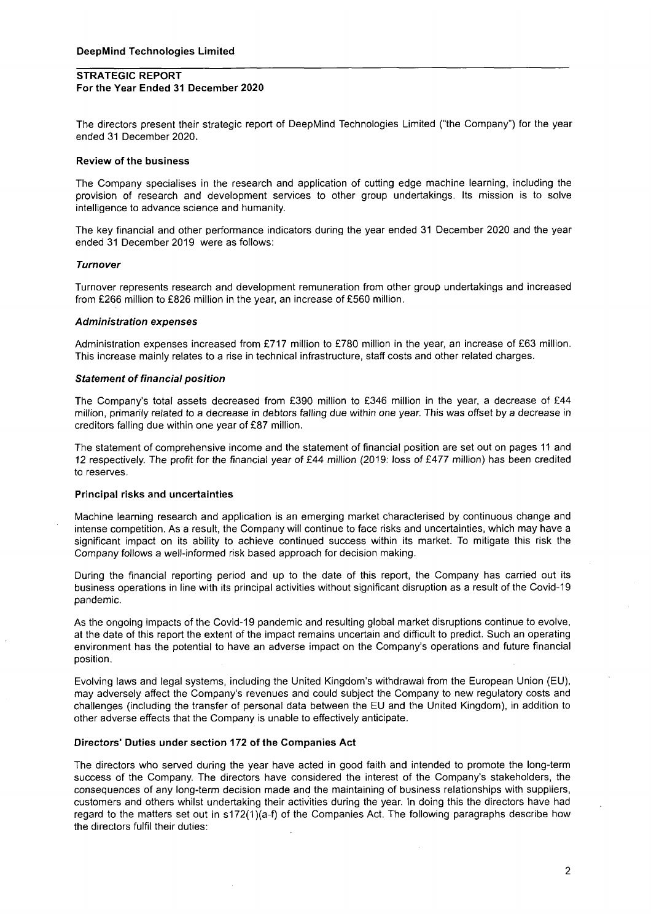**DeepMind Technologies Limited**

## STRATEGIC REPORT
**For the Year Ended 31 December 2020**

The directors present their strategic report of DeepMind Technologies Limited ("the Company") for the year ended 31 December 2020.

### Review of the business

The Company specialises in the research and application of cutting edge machine learning, including the provision of research and development services to other group undertakings. Its mission is to solve intelligence to advance science and humanity.

The key financial and other performance indicators during the year ended 31 December 2020 and the year ended 31 December 2019 were as follows:

#### *Turnover*

Turnover represents research and development remuneration from other group undertakings and increased from £266 million to £826 million in the year, an increase of £560 million.

#### *Administration expenses*

Administration expenses increased from £717 million to £780 million in the year, an increase of £63 million. This increase mainly relates to a rise in technical infrastructure, staff costs and other related charges.

#### *Statement of financial position*

The Company's total assets decreased from £390 million to £346 million in the year, a decrease of £44 million, primarily related to a decrease in debtors falling due within one year. This was offset by a decrease in creditors falling due within one year of £87 million.

The statement of comprehensive income and the statement of financial position are set out on pages 11 and 12 respectively. The profit for the financial year of £44 million (2019: loss of £477 million) has been credited to reserves.

### Principal risks and uncertainties

Machine learning research and application is an emerging market characterised by continuous change and intense competition. As a result, the Company will continue to face risks and uncertainties, which may have a significant impact on its ability to achieve continued success within its market. To mitigate this risk the Company follows a well-informed risk based approach for decision making.

During the financial reporting period and up to the date of this report, the Company has carried out its business operations in line with its principal activities without significant disruption as a result of the Covid-19 pandemic.

As the ongoing impacts of the Covid-19 pandemic and resulting global market disruptions continue to evolve, at the date of this report the extent of the impact remains uncertain and difficult to predict. Such an operating environment has the potential to have an adverse impact on the Company's operations and future financial position.

Evolving laws and legal systems, including the United Kingdom's withdrawal from the European Union (EU), may adversely affect the Company's revenues and could subject the Company to new regulatory costs and challenges (including the transfer of personal data between the EU and the United Kingdom), in addition to other adverse effects that the Company is unable to effectively anticipate.

### Directors' Duties under section 172 of the Companies Act

The directors who served during the year have acted in good faith and intended to promote the long-term success of the Company. The directors have considered the interest of the Company's stakeholders, the consequences of any long-term decision made and the maintaining of business relationships with suppliers, customers and others whilst undertaking their activities during the year. In doing this the directors have had regard to the matters set out in s172(1)(a-f) of the Companies Act. The following paragraphs describe how the directors fulfil their duties: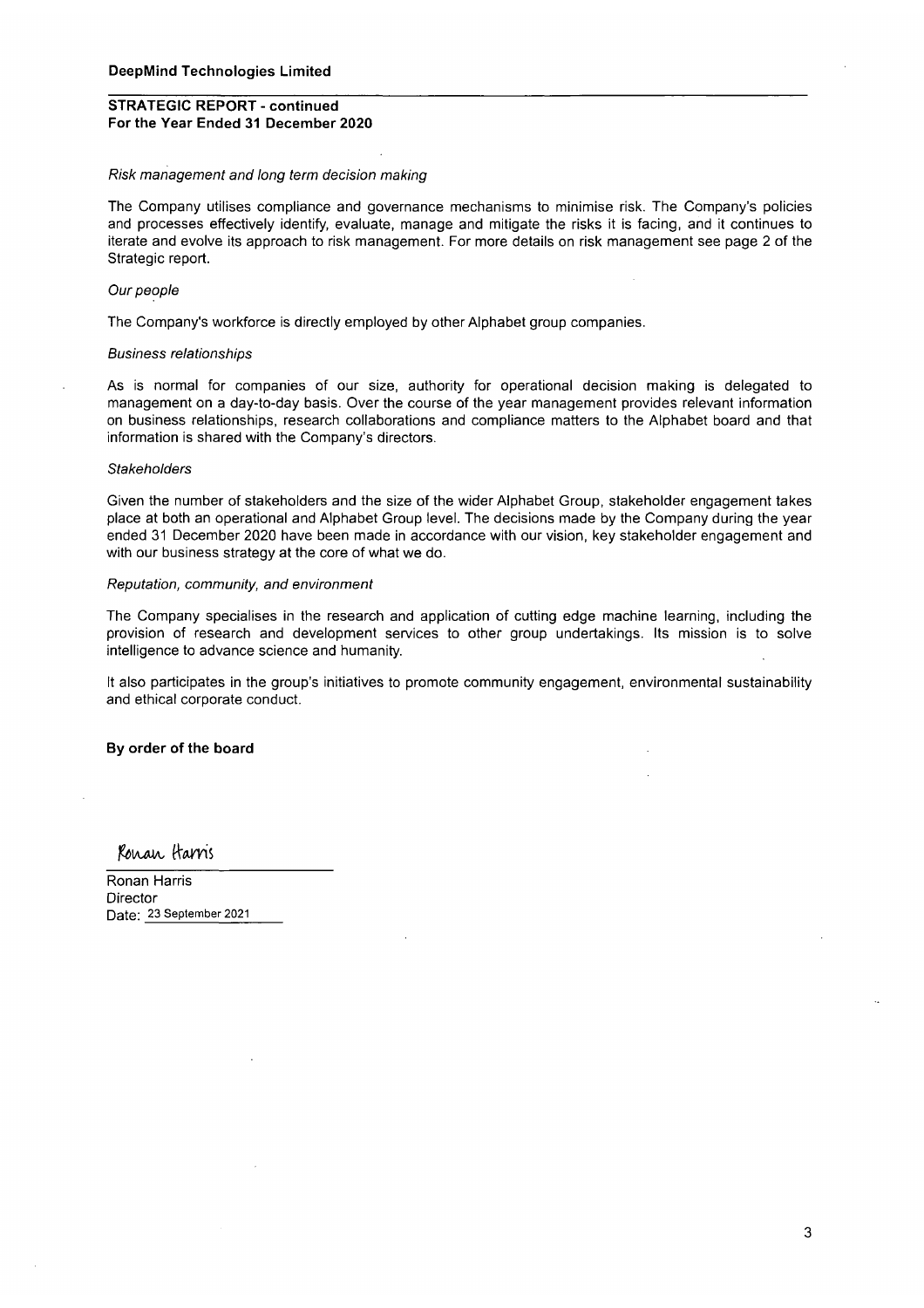**DeepMind Technologies Limited**

**STRATEGIC REPORT - continued**
**For the Year Ended 31 December 2020**

*Risk management and long term decision making*

The Company utilises compliance and governance mechanisms to minimise risk. The Company's policies and processes effectively identify, evaluate, manage and mitigate the risks it is facing, and it continues to iterate and evolve its approach to risk management. For more details on risk management see page 2 of the Strategic report.

*Our people*

The Company's workforce is directly employed by other Alphabet group companies.

*Business relationships*

As is normal for companies of our size, authority for operational decision making is delegated to management on a day-to-day basis. Over the course of the year management provides relevant information on business relationships, research collaborations and compliance matters to the Alphabet board and that information is shared with the Company's directors.

*Stakeholders*

Given the number of stakeholders and the size of the wider Alphabet Group, stakeholder engagement takes place at both an operational and Alphabet Group level. The decisions made by the Company during the year ended 31 December 2020 have been made in accordance with our vision, key stakeholder engagement and with our business strategy at the core of what we do.

*Reputation, community, and environment*

The Company specialises in the research and application of cutting edge machine learning, including the provision of research and development services to other group undertakings. Its mission is to solve intelligence to advance science and humanity.

It also participates in the group's initiatives to promote community engagement, environmental sustainability and ethical corporate conduct.

**By order of the board**

Ronan Harris

Ronan Harris
Director
Date: 23 September 2021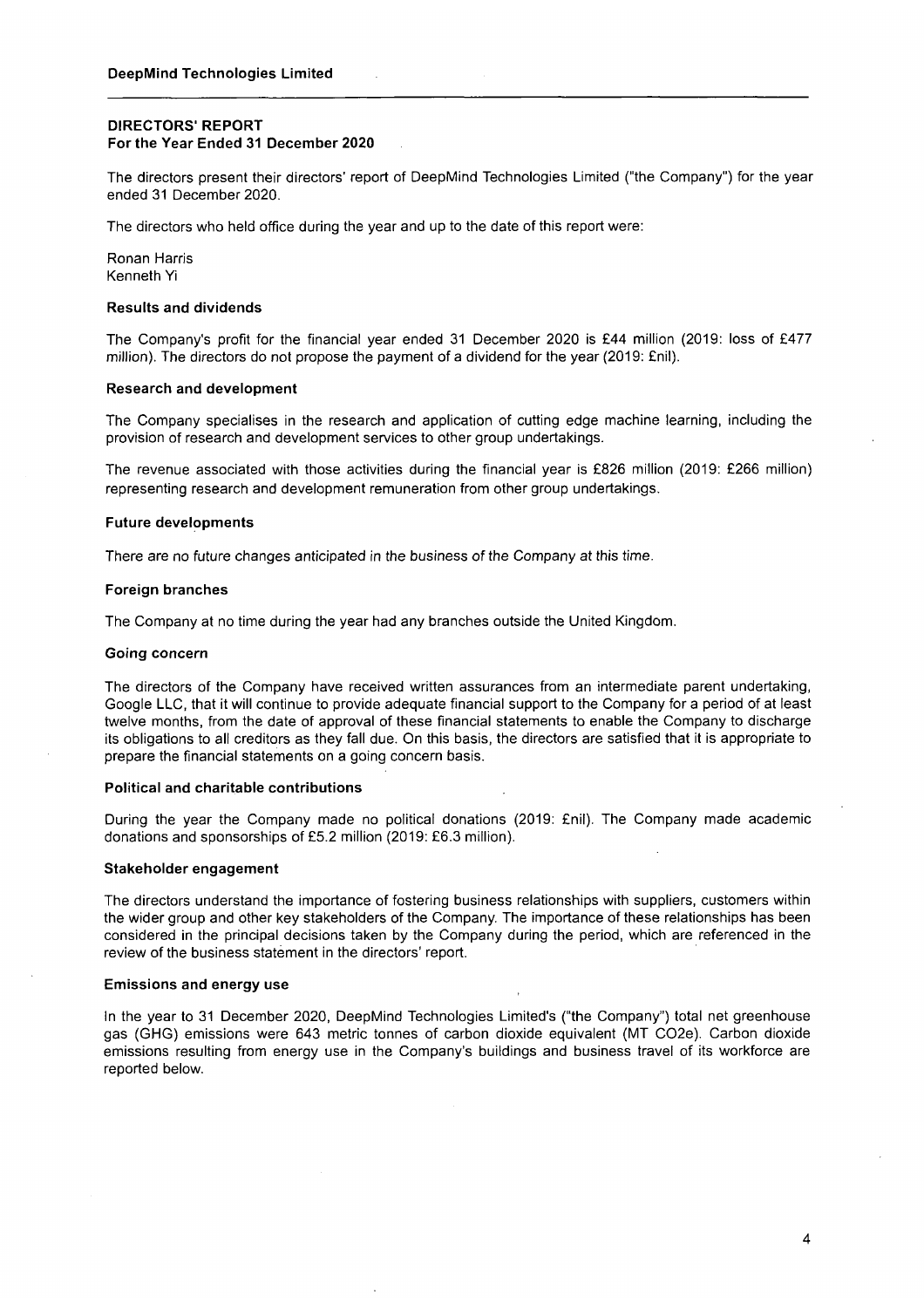**DeepMind Technologies Limited**

## DIRECTORS' REPORT
### For the Year Ended 31 December 2020

The directors present their directors' report of DeepMind Technologies Limited ("the Company") for the year ended 31 December 2020.

The directors who held office during the year and up to the date of this report were:

Ronan Harris
Kenneth Yi

### Results and dividends

The Company's profit for the financial year ended 31 December 2020 is £44 million (2019: loss of £477 million). The directors do not propose the payment of a dividend for the year (2019: £nil).

### Research and development

The Company specialises in the research and application of cutting edge machine learning, including the provision of research and development services to other group undertakings.

The revenue associated with those activities during the financial year is £826 million (2019: £266 million) representing research and development remuneration from other group undertakings.

### Future developments

There are no future changes anticipated in the business of the Company at this time.

### Foreign branches

The Company at no time during the year had any branches outside the United Kingdom.

### Going concern

The directors of the Company have received written assurances from an intermediate parent undertaking, Google LLC, that it will continue to provide adequate financial support to the Company for a period of at least twelve months, from the date of approval of these financial statements to enable the Company to discharge its obligations to all creditors as they fall due. On this basis, the directors are satisfied that it is appropriate to prepare the financial statements on a going concern basis.

### Political and charitable contributions

During the year the Company made no political donations (2019: £nil). The Company made academic donations and sponsorships of £5.2 million (2019: £6.3 million).

### Stakeholder engagement

The directors understand the importance of fostering business relationships with suppliers, customers within the wider group and other key stakeholders of the Company. The importance of these relationships has been considered in the principal decisions taken by the Company during the period, which are referenced in the review of the business statement in the directors' report.

### Emissions and energy use

In the year to 31 December 2020, DeepMind Technologies Limited's ("the Company") total net greenhouse gas (GHG) emissions were 643 metric tonnes of carbon dioxide equivalent (MT $CO_2e$). Carbon dioxide emissions resulting from energy use in the Company's buildings and business travel of its workforce are reported below.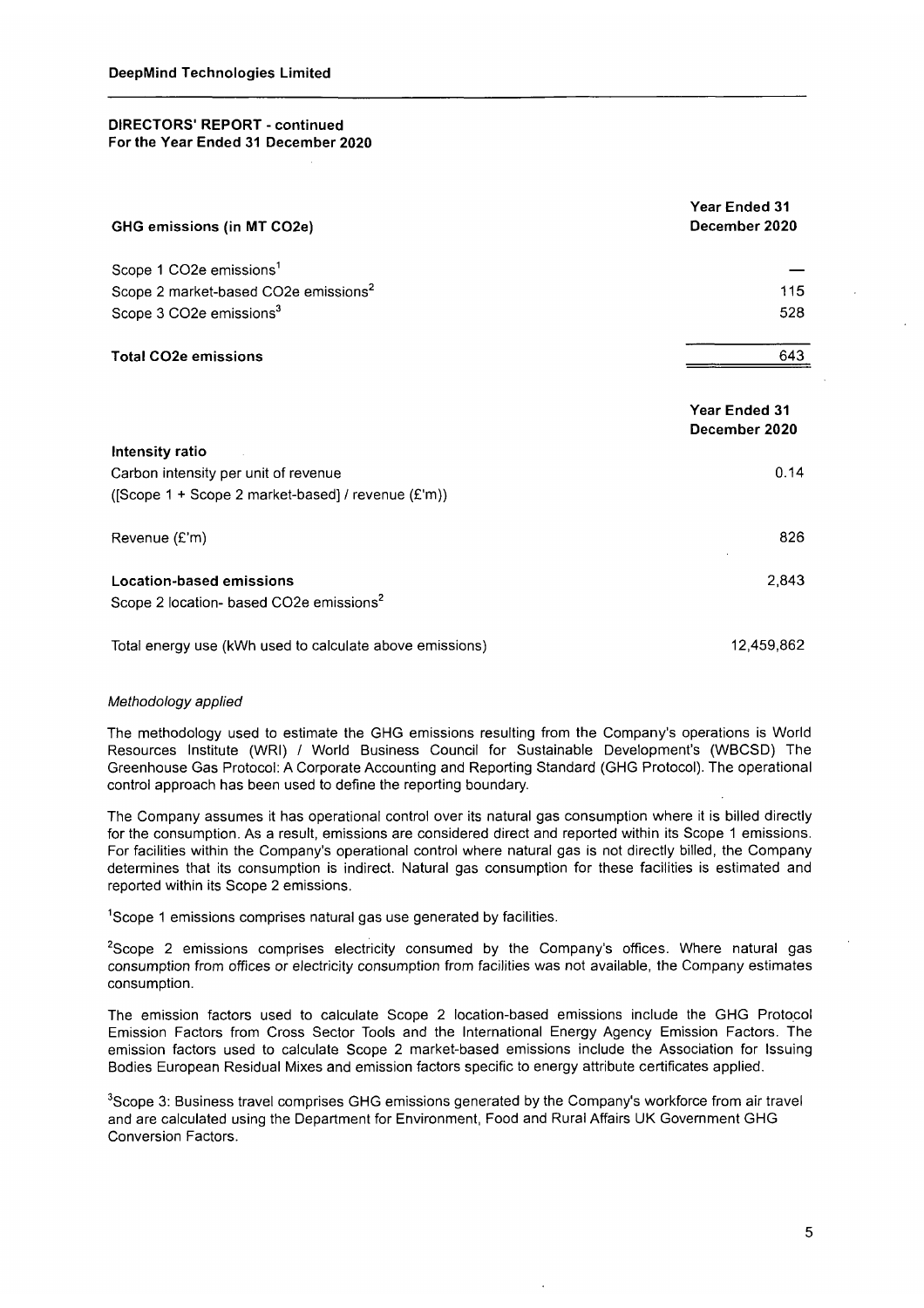**DeepMind Technologies Limited**

**DIRECTORS' REPORT - continued**
**For the Year Ended 31 December 2020**

| **GHG emissions (in MT $CO_2e$)** | **Year Ended 31 December 2020** |
|---|---|
| Scope 1 $CO_2e$ emissions[1] | — |
| Scope 2 market-based $CO_2e$ emissions[2] | 115 |
| Scope 3 $CO_2e$ emissions[3] | 528 |
| **Total $CO_2e$ emissions** | 643 |

| | **Year Ended 31 December 2020** |
|---|---|
| **Intensity ratio** | |
| Carbon intensity per unit of revenue ([Scope 1 + Scope 2 market-based] / revenue (£'m)) | 0.14 |
| Revenue (£'m) | 826 |
| **Location-based emissions** Scope 2 location- based $CO_2e$ emissions[2] | 2,843 |
| Total energy use (kWh used to calculate above emissions) | 12,459,862 |

*Methodology applied*

The methodology used to estimate the GHG emissions resulting from the Company's operations is World Resources Institute (WRI) / World Business Council for Sustainable Development's (WBCSD) The Greenhouse Gas Protocol: A Corporate Accounting and Reporting Standard (GHG Protocol). The operational control approach has been used to define the reporting boundary.

The Company assumes it has operational control over its natural gas consumption where it is billed directly for the consumption. As a result, emissions are considered direct and reported within its Scope 1 emissions. For facilities within the Company's operational control where natural gas is not directly billed, the Company determines that its consumption is indirect. Natural gas consumption for these facilities is estimated and reported within its Scope 2 emissions.

[1]Scope 1 emissions comprises natural gas use generated by facilities.

[2]Scope 2 emissions comprises electricity consumed by the Company's offices. Where natural gas consumption from offices or electricity consumption from facilities was not available, the Company estimates consumption.

The emission factors used to calculate Scope 2 location-based emissions include the GHG Protocol Emission Factors from Cross Sector Tools and the International Energy Agency Emission Factors. The emission factors used to calculate Scope 2 market-based emissions include the Association for Issuing Bodies European Residual Mixes and emission factors specific to energy attribute certificates applied.

[3]Scope 3: Business travel comprises GHG emissions generated by the Company's workforce from air travel and are calculated using the Department for Environment, Food and Rural Affairs UK Government GHG Conversion Factors.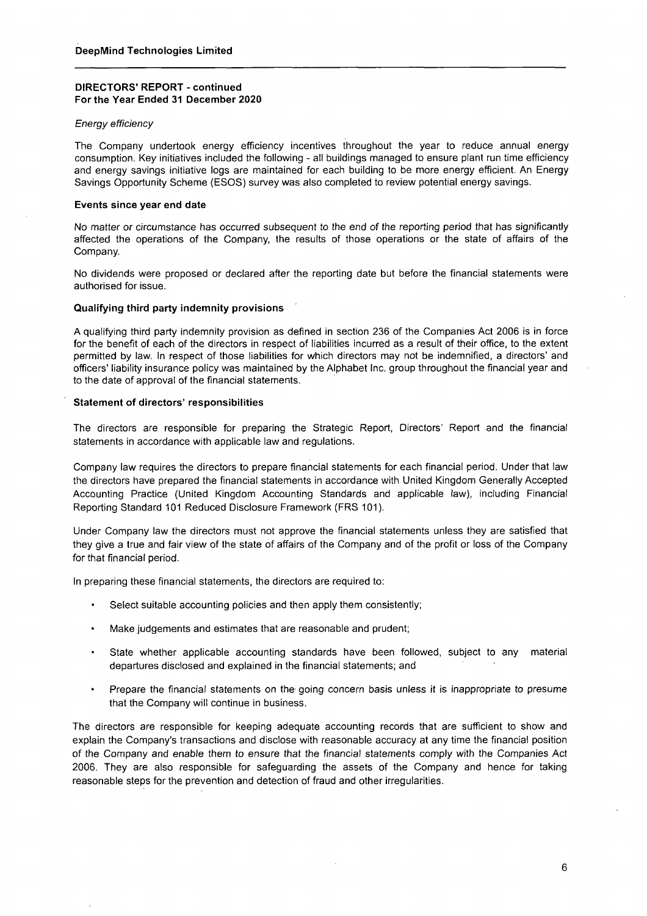## DIRECTORS' REPORT - continued
## For the Year Ended 31 December 2020

*Energy efficiency*

The Company undertook energy efficiency incentives throughout the year to reduce annual energy consumption. Key initiatives included the following - all buildings managed to ensure plant run time efficiency and energy savings initiative logs are maintained for each building to be more energy efficient. An Energy Savings Opportunity Scheme (ESOS) survey was also completed to review potential energy savings.

### Events since year end date

No matter or circumstance has occurred subsequent to the end of the reporting period that has significantly affected the operations of the Company, the results of those operations or the state of affairs of the Company.

No dividends were proposed or declared after the reporting date but before the financial statements were authorised for issue.

### Qualifying third party indemnity provisions

A qualifying third party indemnity provision as defined in section 236 of the Companies Act 2006 is in force for the benefit of each of the directors in respect of liabilities incurred as a result of their office, to the extent permitted by law. In respect of those liabilities for which directors may not be indemnified, a directors' and officers' liability insurance policy was maintained by the Alphabet Inc. group throughout the financial year and to the date of approval of the financial statements.

### Statement of directors' responsibilities

The directors are responsible for preparing the Strategic Report, Directors' Report and the financial statements in accordance with applicable law and regulations.

Company law requires the directors to prepare financial statements for each financial period. Under that law the directors have prepared the financial statements in accordance with United Kingdom Generally Accepted Accounting Practice (United Kingdom Accounting Standards and applicable law), including Financial Reporting Standard 101 Reduced Disclosure Framework (FRS 101).

Under Company law the directors must not approve the financial statements unless they are satisfied that they give a true and fair view of the state of affairs of the Company and of the profit or loss of the Company for that financial period.

In preparing these financial statements, the directors are required to:

- Select suitable accounting policies and then apply them consistently;
- Make judgements and estimates that are reasonable and prudent;
- State whether applicable accounting standards have been followed, subject to any material departures disclosed and explained in the financial statements; and
- Prepare the financial statements on the going concern basis unless it is inappropriate to presume that the Company will continue in business.

The directors are responsible for keeping adequate accounting records that are sufficient to show and explain the Company's transactions and disclose with reasonable accuracy at any time the financial position of the Company and enable them to ensure that the financial statements comply with the Companies Act 2006. They are also responsible for safeguarding the assets of the Company and hence for taking reasonable steps for the prevention and detection of fraud and other irregularities.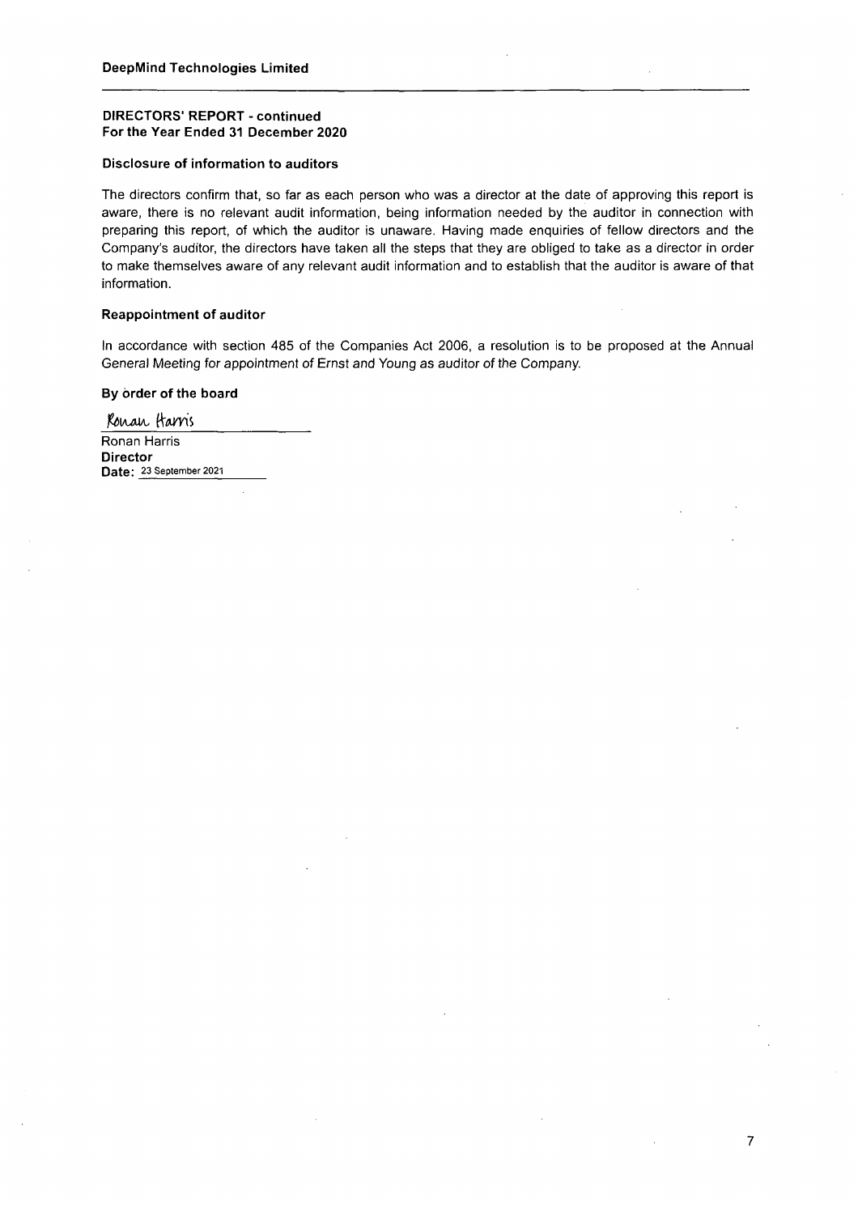# DeepMind Technologies Limited

## DIRECTORS' REPORT - continued
**For the Year Ended 31 December 2020**

### Disclosure of information to auditors

The directors confirm that, so far as each person who was a director at the date of approving this report is aware, there is no relevant audit information, being information needed by the auditor in connection with preparing this report, of which the auditor is unaware. Having made enquiries of fellow directors and the Company's auditor, the directors have taken all the steps that they are obliged to take as a director in order to make themselves aware of any relevant audit information and to establish that the auditor is aware of that information.

### Reappointment of auditor

In accordance with section 485 of the Companies Act 2006, a resolution is to be proposed at the Annual General Meeting for appointment of Ernst and Young as auditor of the Company.

**By order of the board**

Ronan Harris

Ronan Harris
**Director**
**Date:** 23 September 2021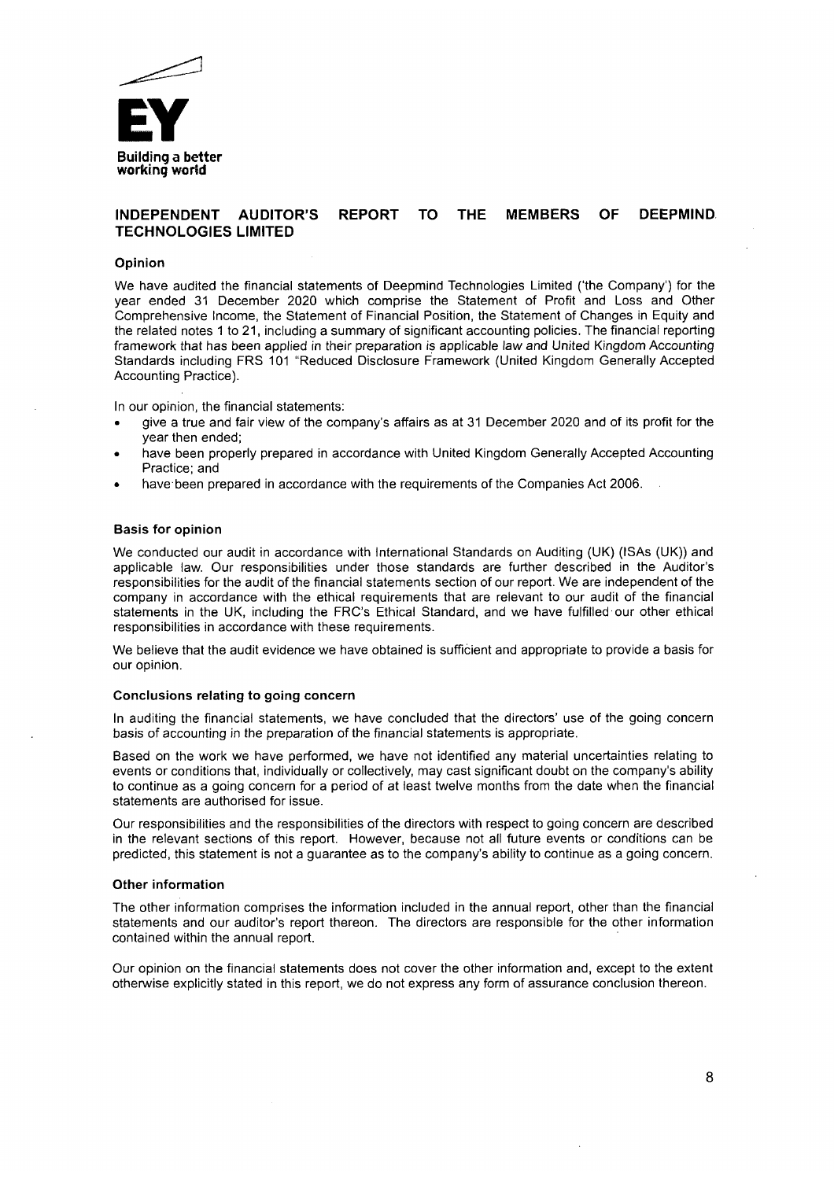# INDEPENDENT AUDITOR'S REPORT TO THE MEMBERS OF DEEPMIND TECHNOLOGIES LIMITED

## Opinion

We have audited the financial statements of Deepmind Technologies Limited ('the Company') for the year ended 31 December 2020 which comprise the Statement of Profit and Loss and Other Comprehensive Income, the Statement of Financial Position, the Statement of Changes in Equity and the related notes 1 to 21, including a summary of significant accounting policies. The financial reporting framework that has been applied in their preparation is applicable law and United Kingdom Accounting Standards including FRS 101 "Reduced Disclosure Framework (United Kingdom Generally Accepted Accounting Practice).

In our opinion, the financial statements:

- give a true and fair view of the company's affairs as at 31 December 2020 and of its profit for the year then ended;
- have been properly prepared in accordance with United Kingdom Generally Accepted Accounting Practice; and
- have been prepared in accordance with the requirements of the Companies Act 2006.

## Basis for opinion

We conducted our audit in accordance with International Standards on Auditing (UK) (ISAs (UK)) and applicable law. Our responsibilities under those standards are further described in the Auditor's responsibilities for the audit of the financial statements section of our report. We are independent of the company in accordance with the ethical requirements that are relevant to our audit of the financial statements in the UK, including the FRC's Ethical Standard, and we have fulfilled our other ethical responsibilities in accordance with these requirements.

We believe that the audit evidence we have obtained is sufficient and appropriate to provide a basis for our opinion.

### Conclusions relating to going concern

In auditing the financial statements, we have concluded that the directors' use of the going concern basis of accounting in the preparation of the financial statements is appropriate.

Based on the work we have performed, we have not identified any material uncertainties relating to events or conditions that, individually or collectively, may cast significant doubt on the company's ability to continue as a going concern for a period of at least twelve months from the date when the financial statements are authorised for issue.

Our responsibilities and the responsibilities of the directors with respect to going concern are described in the relevant sections of this report. However, because not all future events or conditions can be predicted, this statement is not a guarantee as to the company's ability to continue as a going concern.

### Other information

The other information comprises the information included in the annual report, other than the financial statements and our auditor's report thereon. The directors are responsible for the other information contained within the annual report.

Our opinion on the financial statements does not cover the other information and, except to the extent otherwise explicitly stated in this report, we do not express any form of assurance conclusion thereon.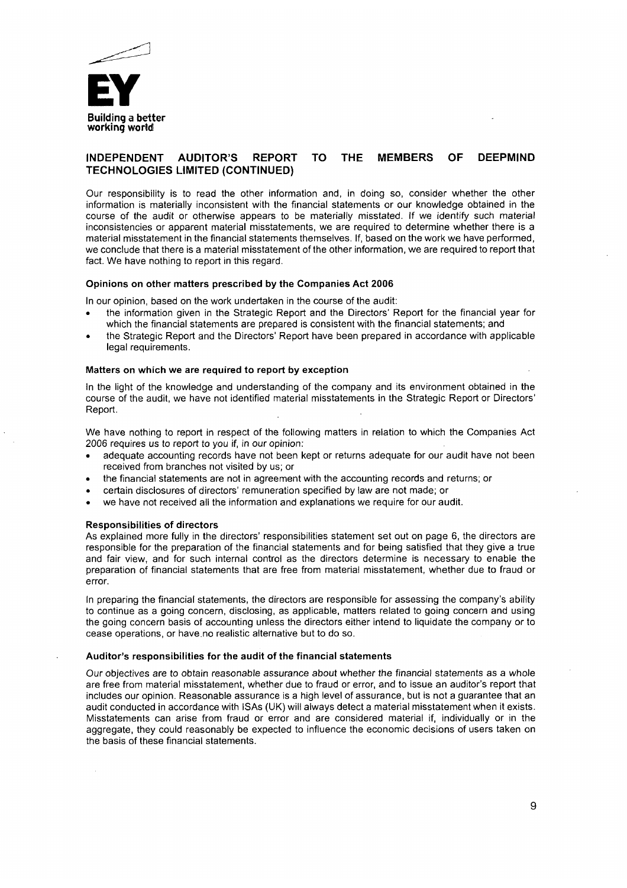## INDEPENDENT AUDITOR'S REPORT TO THE MEMBERS OF DEEPMIND TECHNOLOGIES LIMITED (CONTINUED)

Our responsibility is to read the other information and, in doing so, consider whether the other information is materially inconsistent with the financial statements or our knowledge obtained in the course of the audit or otherwise appears to be materially misstated. If we identify such material inconsistencies or apparent material misstatements, we are required to determine whether there is a material misstatement in the financial statements themselves. If, based on the work we have performed, we conclude that there is a material misstatement of the other information, we are required to report that fact. We have nothing to report in this regard.

### Opinions on other matters prescribed by the Companies Act 2006

In our opinion, based on the work undertaken in the course of the audit:

- the information given in the Strategic Report and the Directors' Report for the financial year for which the financial statements are prepared is consistent with the financial statements; and
- the Strategic Report and the Directors' Report have been prepared in accordance with applicable legal requirements.

### Matters on which we are required to report by exception

In the light of the knowledge and understanding of the company and its environment obtained in the course of the audit, we have not identified material misstatements in the Strategic Report or Directors' Report.

We have nothing to report in respect of the following matters in relation to which the Companies Act 2006 requires us to report to you if, in our opinion:

- adequate accounting records have not been kept or returns adequate for our audit have not been received from branches not visited by us; or
- the financial statements are not in agreement with the accounting records and returns; or
- certain disclosures of directors' remuneration specified by law are not made; or
- we have not received all the information and explanations we require for our audit.

### Responsibilities of directors

As explained more fully in the directors' responsibilities statement set out on page 6, the directors are responsible for the preparation of the financial statements and for being satisfied that they give a true and fair view, and for such internal control as the directors determine is necessary to enable the preparation of financial statements that are free from material misstatement, whether due to fraud or error.

In preparing the financial statements, the directors are responsible for assessing the company's ability to continue as a going concern, disclosing, as applicable, matters related to going concern and using the going concern basis of accounting unless the directors either intend to liquidate the company or to cease operations, or have no realistic alternative but to do so.

### Auditor's responsibilities for the audit of the financial statements

Our objectives are to obtain reasonable assurance about whether the financial statements as a whole are free from material misstatement, whether due to fraud or error, and to issue an auditor's report that includes our opinion. Reasonable assurance is a high level of assurance, but is not a guarantee that an audit conducted in accordance with ISAs (UK) will always detect a material misstatement when it exists. Misstatements can arise from fraud or error and are considered material if, individually or in the aggregate, they could reasonably be expected to influence the economic decisions of users taken on the basis of these financial statements.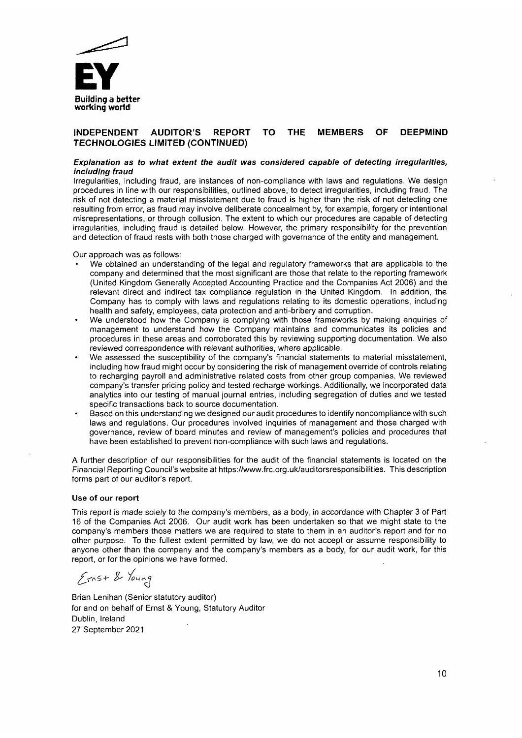## INDEPENDENT AUDITOR'S REPORT TO THE MEMBERS OF DEEPMIND TECHNOLOGIES LIMITED (CONTINUED)

***Explanation as to what extent the audit was considered capable of detecting irregularities, including fraud***

Irregularities, including fraud, are instances of non-compliance with laws and regulations. We design procedures in line with our responsibilities, outlined above, to detect irregularities, including fraud. The risk of not detecting a material misstatement due to fraud is higher than the risk of not detecting one resulting from error, as fraud may involve deliberate concealment by, for example, forgery or intentional misrepresentations, or through collusion. The extent to which our procedures are capable of detecting irregularities, including fraud is detailed below. However, the primary responsibility for the prevention and detection of fraud rests with both those charged with governance of the entity and management.

Our approach was as follows:

- We obtained an understanding of the legal and regulatory frameworks that are applicable to the company and determined that the most significant are those that relate to the reporting framework (United Kingdom Generally Accepted Accounting Practice and the Companies Act 2006) and the relevant direct and indirect tax compliance regulation in the United Kingdom. In addition, the Company has to comply with laws and regulations relating to its domestic operations, including health and safety, employees, data protection and anti-bribery and corruption.
- We understood how the Company is complying with those frameworks by making enquiries of management to understand how the Company maintains and communicates its policies and procedures in these areas and corroborated this by reviewing supporting documentation. We also reviewed correspondence with relevant authorities, where applicable.
- We assessed the susceptibility of the company's financial statements to material misstatement, including how fraud might occur by considering the risk of management override of controls relating to recharging payroll and administrative related costs from other group companies. We reviewed company's transfer pricing policy and tested recharge workings. Additionally, we incorporated data analytics into our testing of manual journal entries, including segregation of duties and we tested specific transactions back to source documentation.
- Based on this understanding we designed our audit procedures to identify noncompliance with such laws and regulations. Our procedures involved inquiries of management and those charged with governance, review of board minutes and review of management's policies and procedures that have been established to prevent non-compliance with such laws and regulations.

A further description of our responsibilities for the audit of the financial statements is located on the Financial Reporting Council's website at https://www.frc.org.uk/auditorsresponsibilities. This description forms part of our auditor's report.

**Use of our report**

This report is made solely to the company's members, as a body, in accordance with Chapter 3 of Part 16 of the Companies Act 2006. Our audit work has been undertaken so that we might state to the company's members those matters we are required to state to them in an auditor's report and for no other purpose. To the fullest extent permitted by law, we do not accept or assume responsibility to anyone other than the company and the company's members as a body, for our audit work, for this report, or for the opinions we have formed.

Ernst & Young

Brian Lenihan (Senior statutory auditor)
for and on behalf of Ernst & Young, Statutory Auditor
Dublin, Ireland
27 September 2021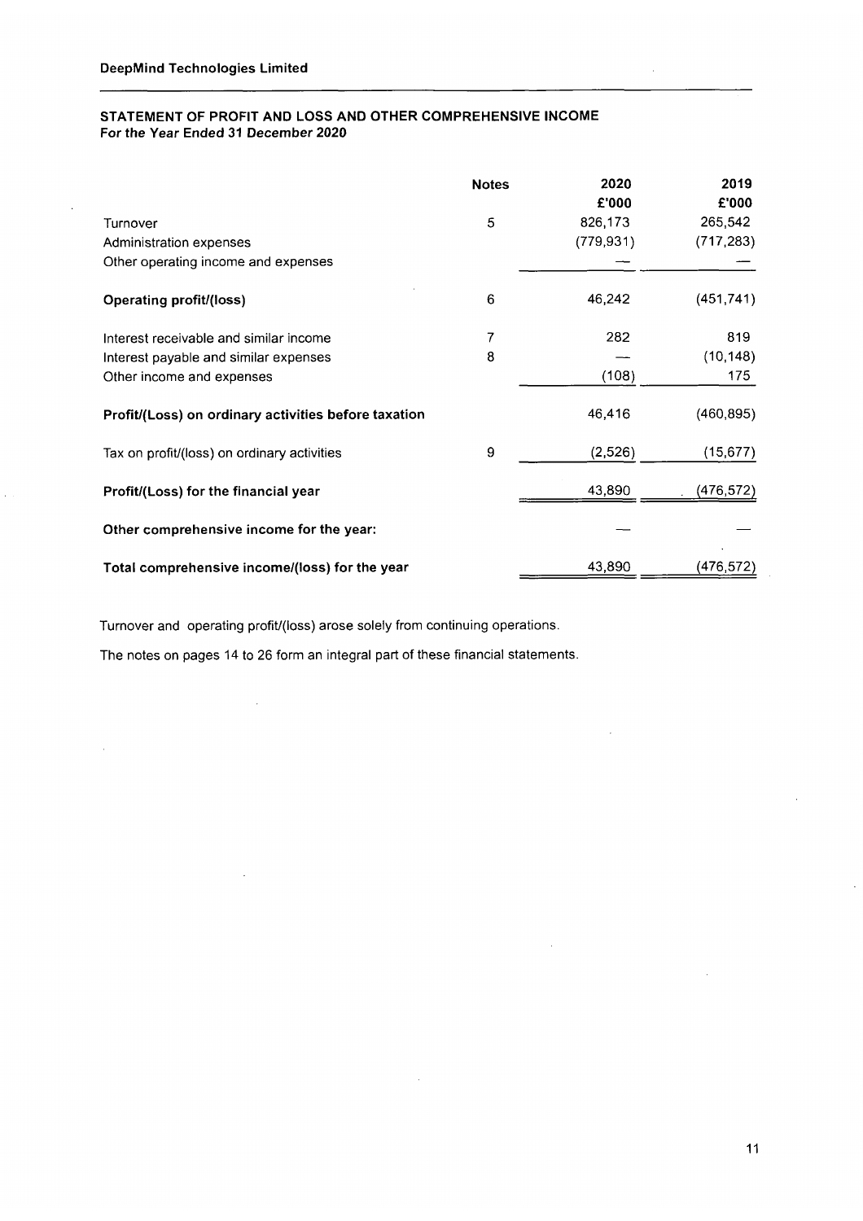**DeepMind Technologies Limited**

## STATEMENT OF PROFIT AND LOSS AND OTHER COMPREHENSIVE INCOME
**For the Year Ended 31 December 2020**

| | Notes | 2020<br>£'000 | 2019<br>£'000 |
|---|---|---|---|
| Turnover | 5 | 826,173 | 265,542 |
| Administration expenses | | (779,931) | (717,283) |
| Other operating income and expenses | | — | — |
| **Operating profit/(loss)** | 6 | 46,242 | (451,741) |
| Interest receivable and similar income | 7 | 282 | 819 |
| Interest payable and similar expenses | 8 | — | (10,148) |
| Other income and expenses | | (108) | 175 |
| **Profit/(Loss) on ordinary activities before taxation** | | 46,416 | (460,895) |
| Tax on profit/(loss) on ordinary activities | 9 | (2,526) | (15,677) |
| **Profit/(Loss) for the financial year** | | 43,890 | (476,572) |
| **Other comprehensive income for the year:** | | — | — |
| **Total comprehensive income/(loss) for the year** | | 43,890 | (476,572) |

Turnover and operating profit/(loss) arose solely from continuing operations.

The notes on pages 14 to 26 form an integral part of these financial statements.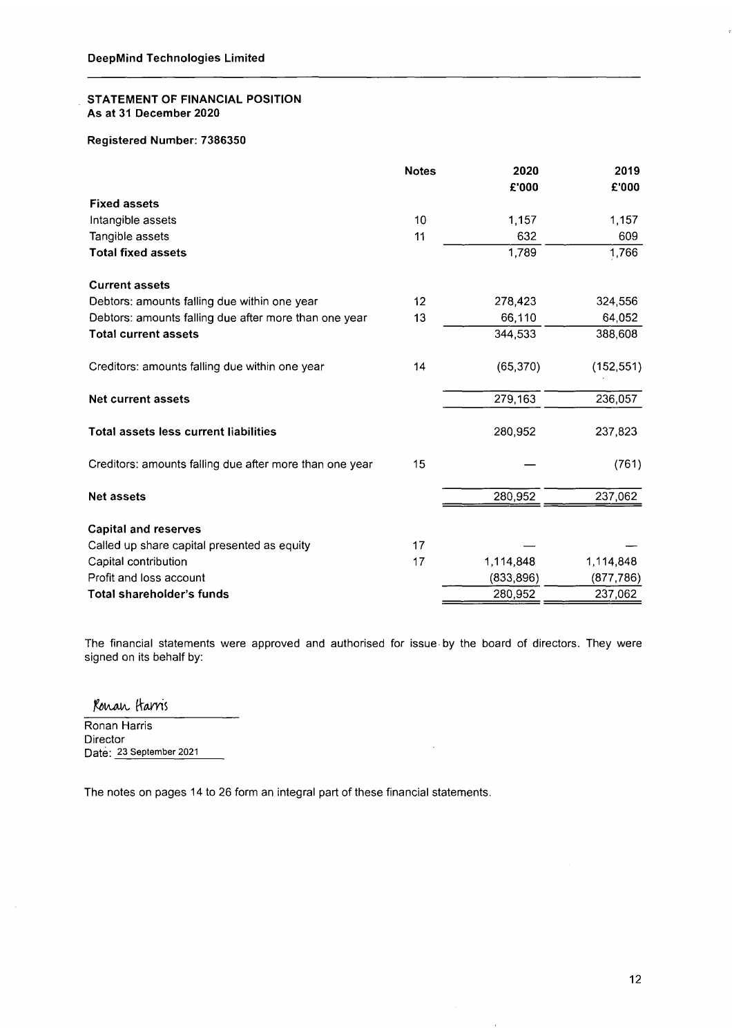**DeepMind Technologies Limited**

## STATEMENT OF FINANCIAL POSITION
**As at 31 December 2020**

**Registered Number: 7386350**

| | Notes | 2020<br>£'000 | 2019<br>£'000 |
|---|---|---|---|
| **Fixed assets** | | | |
| Intangible assets | 10 | 1,157 | 1,157 |
| Tangible assets | 11 | 632 | 609 |
| **Total fixed assets** | | 1,789 | 1,766 |
| **Current assets** | | | |
| Debtors: amounts falling due within one year | 12 | 278,423 | 324,556 |
| Debtors: amounts falling due after more than one year | 13 | 66,110 | 64,052 |
| **Total current assets** | | 344,533 | 388,608 |
| Creditors: amounts falling due within one year | 14 | (65,370) | (152,551) |
| **Net current assets** | | 279,163 | 236,057 |
| **Total assets less current liabilities** | | 280,952 | 237,823 |
| Creditors: amounts falling due after more than one year | 15 | — | (761) |
| **Net assets** | | 280,952 | 237,062 |
| **Capital and reserves** | | | |
| Called up share capital presented as equity | 17 | — | — |
| Capital contribution | 17 | 1,114,848 | 1,114,848 |
| Profit and loss account | | (833,896) | (877,786) |
| **Total shareholder's funds** | | 280,952 | 237,062 |

The financial statements were approved and authorised for issue by the board of directors. They were signed on its behalf by:

Ronan Harris

Ronan Harris
Director
Date: 23 September 2021

The notes on pages 14 to 26 form an integral part of these financial statements.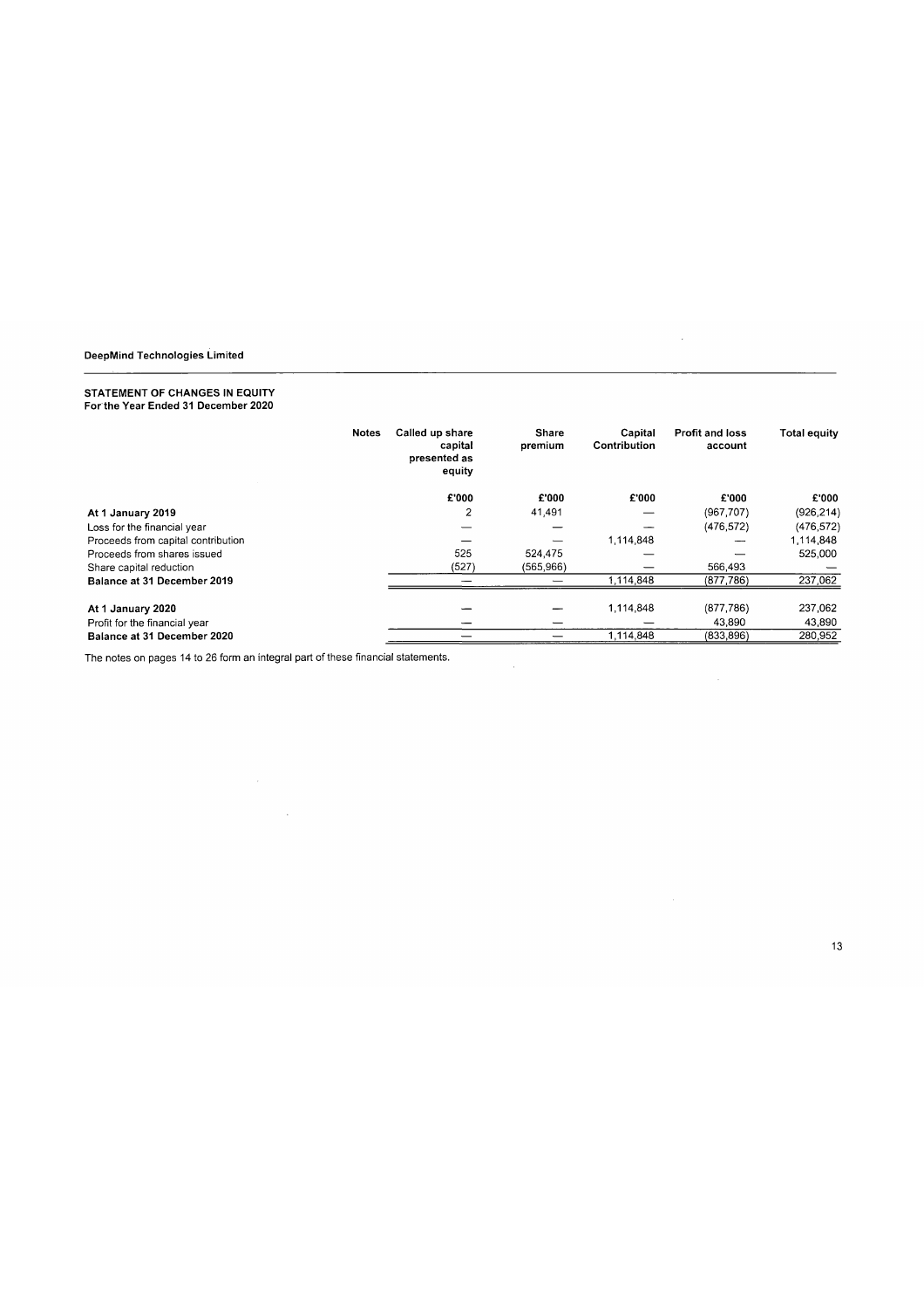**DeepMind Technologies Limited**

## STATEMENT OF CHANGES IN EQUITY
**For the Year Ended 31 December 2020**

| | Notes | Called up share capital presented as equity | Share premium | Capital Contribution | Profit and loss account | Total equity |
|---|---|---|---|---|---|---|
| | | £'000 | £'000 | £'000 | £'000 | £'000 |
| **At 1 January 2019** | | 2 | 41,491 | — | (967,707) | (926,214) |
| Loss for the financial year | | — | — | — | (476,572) | (476,572) |
| Proceeds from capital contribution | | — | — | 1,114,848 | — | 1,114,848 |
| Proceeds from shares issued | | 525 | 524,475 | — | — | 525,000 |
| Share capital reduction | | (527) | (565,966) | — | 566,493 | — |
| **Balance at 31 December 2019** | | — | — | 1,114,848 | (877,786) | 237,062 |
| | | | | | | |
| **At 1 January 2020** | | — | — | 1,114,848 | (877,786) | 237,062 |
| Profit for the financial year | | — | — | — | 43,890 | 43,890 |
| **Balance at 31 December 2020** | | — | — | 1,114,848 | (833,896) | 280,952 |

The notes on pages 14 to 26 form an integral part of these financial statements.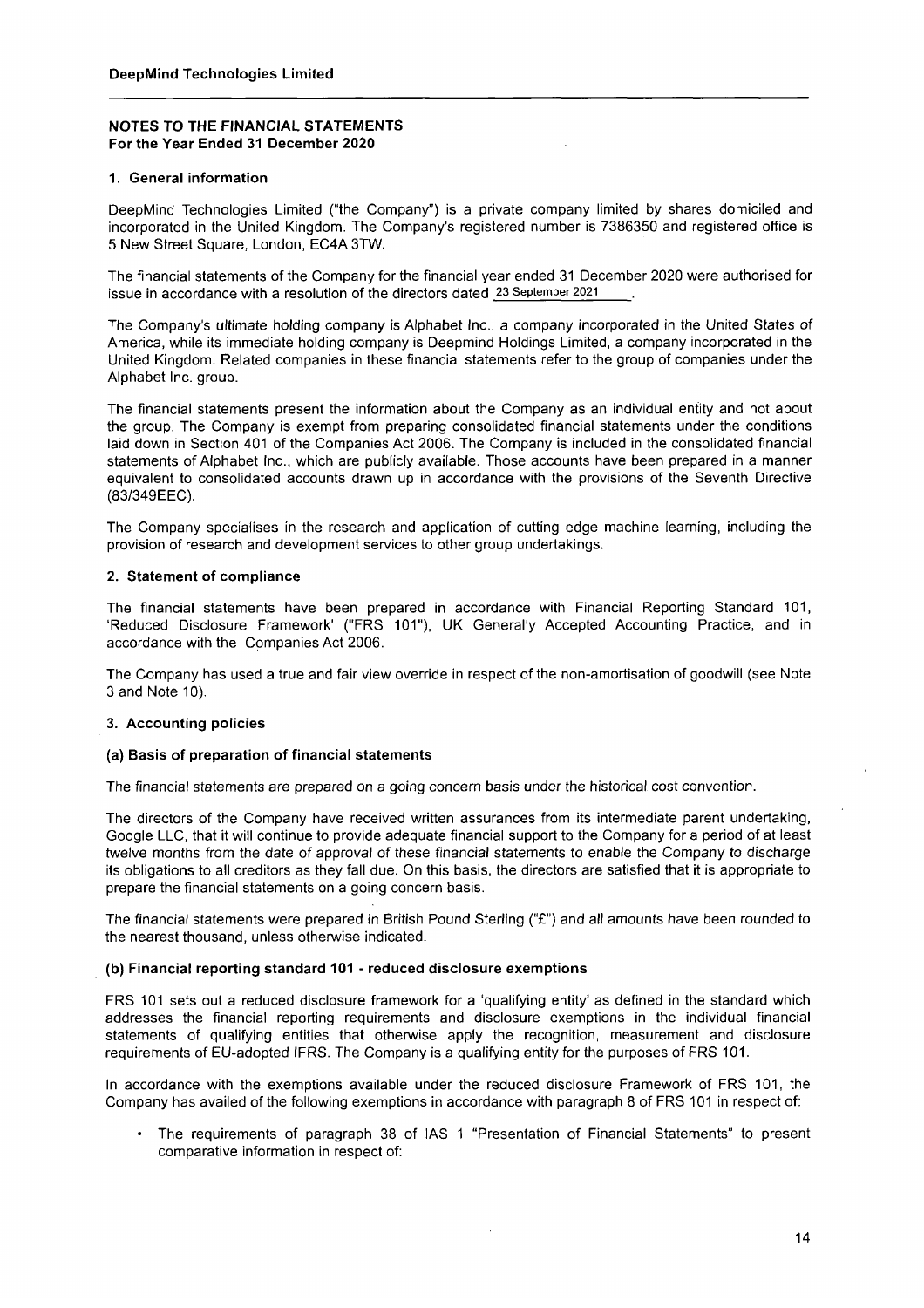**DeepMind Technologies Limited**

## NOTES TO THE FINANCIAL STATEMENTS
**For the Year Ended 31 December 2020**

### 1. General information

DeepMind Technologies Limited ("the Company") is a private company limited by shares domiciled and incorporated in the United Kingdom. The Company's registered number is 7386350 and registered office is 5 New Street Square, London, EC4A 3TW.

The financial statements of the Company for the financial year ended 31 December 2020 were authorised for issue in accordance with a resolution of the directors dated 23 September 2021.

The Company's ultimate holding company is Alphabet Inc., a company incorporated in the United States of America, while its immediate holding company is Deepmind Holdings Limited, a company incorporated in the United Kingdom. Related companies in these financial statements refer to the group of companies under the Alphabet Inc. group.

The financial statements present the information about the Company as an individual entity and not about the group. The Company is exempt from preparing consolidated financial statements under the conditions laid down in Section 401 of the Companies Act 2006. The Company is included in the consolidated financial statements of Alphabet Inc., which are publicly available. Those accounts have been prepared in a manner equivalent to consolidated accounts drawn up in accordance with the provisions of the Seventh Directive (83/349EEC).

The Company specialises in the research and application of cutting edge machine learning, including the provision of research and development services to other group undertakings.

### 2. Statement of compliance

The financial statements have been prepared in accordance with Financial Reporting Standard 101, 'Reduced Disclosure Framework' ("FRS 101"), UK Generally Accepted Accounting Practice, and in accordance with the Companies Act 2006.

The Company has used a true and fair view override in respect of the non-amortisation of goodwill (see Note 3 and Note 10).

### 3. Accounting policies

#### (a) Basis of preparation of financial statements

The financial statements are prepared on a going concern basis under the historical cost convention.

The directors of the Company have received written assurances from its intermediate parent undertaking, Google LLC, that it will continue to provide adequate financial support to the Company for a period of at least twelve months from the date of approval of these financial statements to enable the Company to discharge its obligations to all creditors as they fall due. On this basis, the directors are satisfied that it is appropriate to prepare the financial statements on a going concern basis.

The financial statements were prepared in British Pound Sterling ("£") and all amounts have been rounded to the nearest thousand, unless otherwise indicated.

#### (b) Financial reporting standard 101 - reduced disclosure exemptions

FRS 101 sets out a reduced disclosure framework for a 'qualifying entity' as defined in the standard which addresses the financial reporting requirements and disclosure exemptions in the individual financial statements of qualifying entities that otherwise apply the recognition, measurement and disclosure requirements of EU-adopted IFRS. The Company is a qualifying entity for the purposes of FRS 101.

In accordance with the exemptions available under the reduced disclosure Framework of FRS 101, the Company has availed of the following exemptions in accordance with paragraph 8 of FRS 101 in respect of:

- The requirements of paragraph 38 of IAS 1 "Presentation of Financial Statements" to present comparative information in respect of: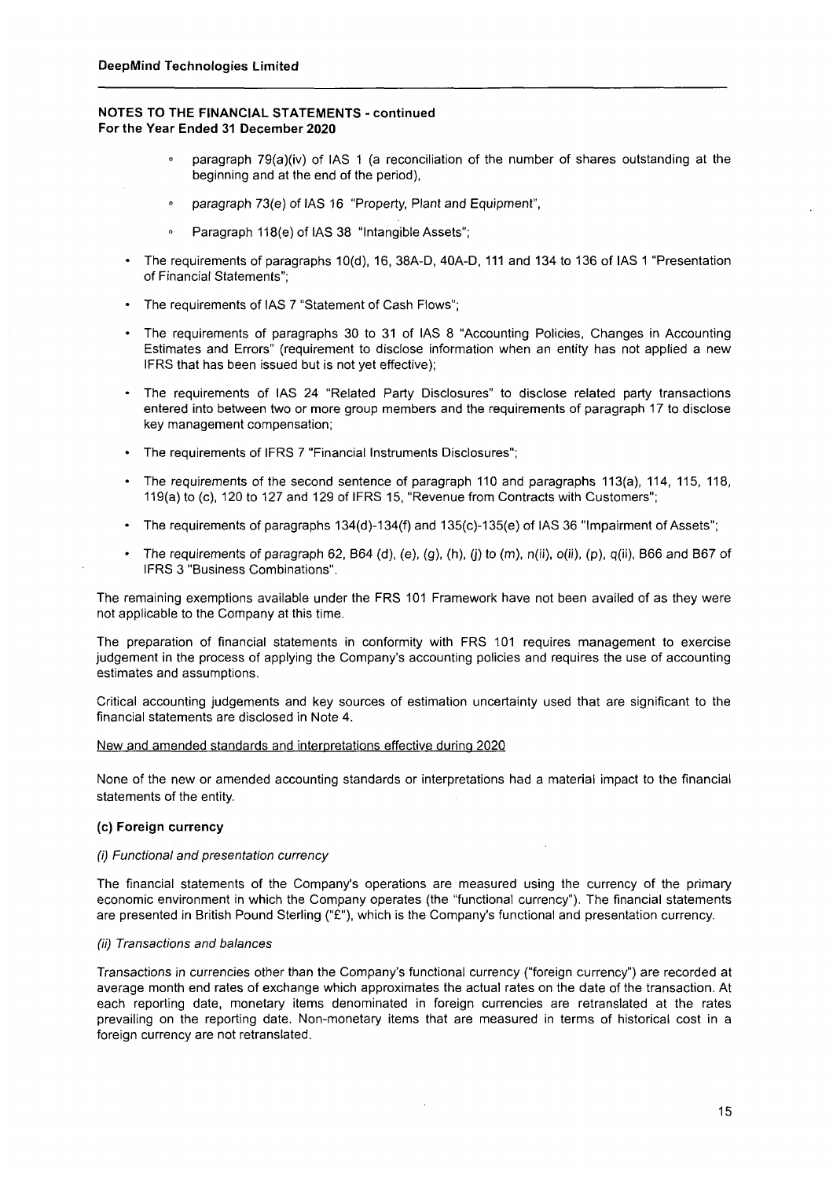**NOTES TO THE FINANCIAL STATEMENTS - continued**
**For the Year Ended 31 December 2020**

- paragraph 79(a)(iv) of IAS 1 (a reconciliation of the number of shares outstanding at the beginning and at the end of the period),
- paragraph 73(e) of IAS 16 "Property, Plant and Equipment",
- Paragraph 118(e) of IAS 38 "Intangible Assets";

- The requirements of paragraphs 10(d), 16, 38A-D, 40A-D, 111 and 134 to 136 of IAS 1 "Presentation of Financial Statements";
- The requirements of IAS 7 "Statement of Cash Flows";
- The requirements of paragraphs 30 to 31 of IAS 8 "Accounting Policies, Changes in Accounting Estimates and Errors" (requirement to disclose information when an entity has not applied a new IFRS that has been issued but is not yet effective);
- The requirements of IAS 24 "Related Party Disclosures" to disclose related party transactions entered into between two or more group members and the requirements of paragraph 17 to disclose key management compensation;
- The requirements of IFRS 7 "Financial Instruments Disclosures";
- The requirements of the second sentence of paragraph 110 and paragraphs 113(a), 114, 115, 118, 119(a) to (c), 120 to 127 and 129 of IFRS 15, "Revenue from Contracts with Customers";
- The requirements of paragraphs 134(d)-134(f) and 135(c)-135(e) of IAS 36 "Impairment of Assets";
- The requirements of paragraph 62, B64 (d), (e), (g), (h), (j) to (m), n(ii), o(ii), (p), q(ii), B66 and B67 of IFRS 3 "Business Combinations".

The remaining exemptions available under the FRS 101 Framework have not been availed of as they were not applicable to the Company at this time.

The preparation of financial statements in conformity with FRS 101 requires management to exercise judgement in the process of applying the Company's accounting policies and requires the use of accounting estimates and assumptions.

Critical accounting judgements and key sources of estimation uncertainty used that are significant to the financial statements are disclosed in Note 4.

New and amended standards and interpretations effective during 2020

None of the new or amended accounting standards or interpretations had a material impact to the financial statements of the entity.

**(c) Foreign currency**

*(i) Functional and presentation currency*

The financial statements of the Company's operations are measured using the currency of the primary economic environment in which the Company operates (the "functional currency"). The financial statements are presented in British Pound Sterling ("£"), which is the Company's functional and presentation currency.

*(ii) Transactions and balances*

Transactions in currencies other than the Company's functional currency ("foreign currency") are recorded at average month end rates of exchange which approximates the actual rates on the date of the transaction. At each reporting date, monetary items denominated in foreign currencies are retranslated at the rates prevailing on the reporting date. Non-monetary items that are measured in terms of historical cost in a foreign currency are not retranslated.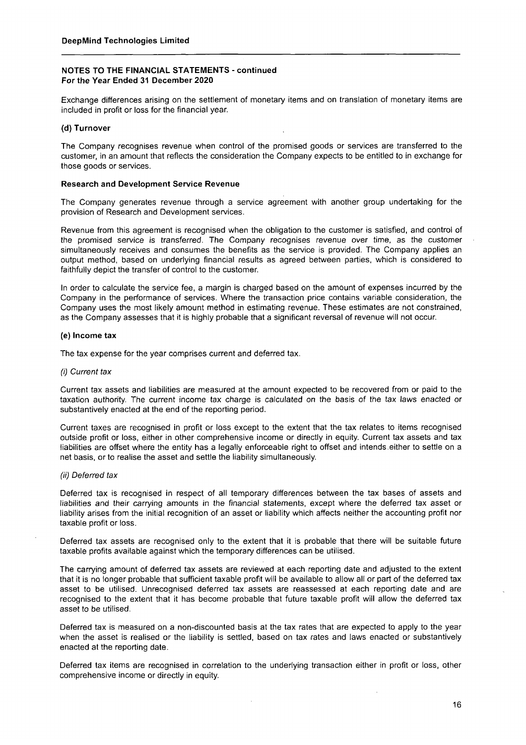Exchange differences arising on the settlement of monetary items and on translation of monetary items are included in profit or loss for the financial year.

### (d) Turnover

The Company recognises revenue when control of the promised goods or services are transferred to the customer, in an amount that reflects the consideration the Company expects to be entitled to in exchange for those goods or services.

**Research and Development Service Revenue**

The Company generates revenue through a service agreement with another group undertaking for the provision of Research and Development services.

Revenue from this agreement is recognised when the obligation to the customer is satisfied, and control of the promised service is transferred. The Company recognises revenue over time, as the customer simultaneously receives and consumes the benefits as the service is provided. The Company applies an output method, based on underlying financial results as agreed between parties, which is considered to faithfully depict the transfer of control to the customer.

In order to calculate the service fee, a margin is charged based on the amount of expenses incurred by the Company in the performance of services. Where the transaction price contains variable consideration, the Company uses the most likely amount method in estimating revenue. These estimates are not constrained, as the Company assesses that it is highly probable that a significant reversal of revenue will not occur.

### (e) Income tax

The tax expense for the year comprises current and deferred tax.

*(i) Current tax*

Current tax assets and liabilities are measured at the amount expected to be recovered from or paid to the taxation authority. The current income tax charge is calculated on the basis of the tax laws enacted or substantively enacted at the end of the reporting period.

Current taxes are recognised in profit or loss except to the extent that the tax relates to items recognised outside profit or loss, either in other comprehensive income or directly in equity. Current tax assets and tax liabilities are offset where the entity has a legally enforceable right to offset and intends either to settle on a net basis, or to realise the asset and settle the liability simultaneously.

*(ii) Deferred tax*

Deferred tax is recognised in respect of all temporary differences between the tax bases of assets and liabilities and their carrying amounts in the financial statements, except where the deferred tax asset or liability arises from the initial recognition of an asset or liability which affects neither the accounting profit nor taxable profit or loss.

Deferred tax assets are recognised only to the extent that it is probable that there will be suitable future taxable profits available against which the temporary differences can be utilised.

The carrying amount of deferred tax assets are reviewed at each reporting date and adjusted to the extent that it is no longer probable that sufficient taxable profit will be available to allow all or part of the deferred tax asset to be utilised. Unrecognised deferred tax assets are reassessed at each reporting date and are recognised to the extent that it has become probable that future taxable profit will allow the deferred tax asset to be utilised.

Deferred tax is measured on a non-discounted basis at the tax rates that are expected to apply to the year when the asset is realised or the liability is settled, based on tax rates and laws enacted or substantively enacted at the reporting date.

Deferred tax items are recognised in correlation to the underlying transaction either in profit or loss, other comprehensive income or directly in equity.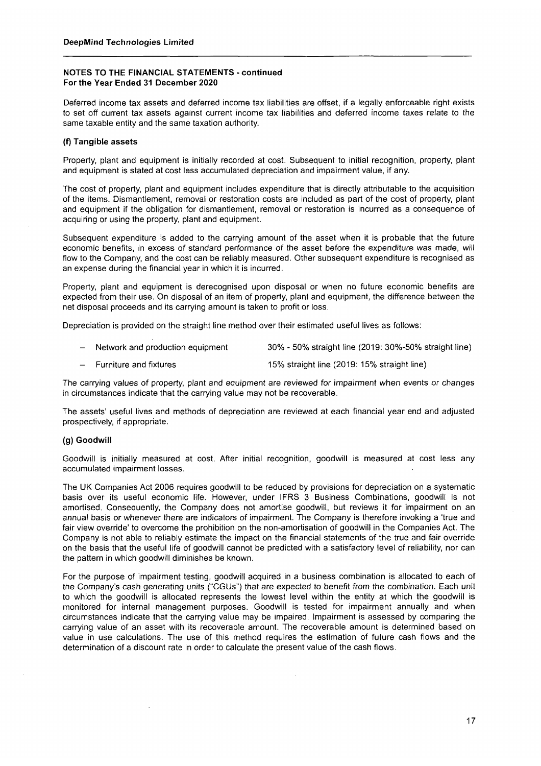**NOTES TO THE FINANCIAL STATEMENTS - continued**
**For the Year Ended 31 December 2020**

Deferred income tax assets and deferred income tax liabilities are offset, if a legally enforceable right exists to set off current tax assets against current income tax liabilities and deferred income taxes relate to the same taxable entity and the same taxation authority.

#### (f) Tangible assets

Property, plant and equipment is initially recorded at cost. Subsequent to initial recognition, property, plant and equipment is stated at cost less accumulated depreciation and impairment value, if any.

The cost of property, plant and equipment includes expenditure that is directly attributable to the acquisition of the items. Dismantlement, removal or restoration costs are included as part of the cost of property, plant and equipment if the obligation for dismantlement, removal or restoration is incurred as a consequence of acquiring or using the property, plant and equipment.

Subsequent expenditure is added to the carrying amount of the asset when it is probable that the future economic benefits, in excess of standard performance of the asset before the expenditure was made, will flow to the Company, and the cost can be reliably measured. Other subsequent expenditure is recognised as an expense during the financial year in which it is incurred.

Property, plant and equipment is derecognised upon disposal or when no future economic benefits are expected from their use. On disposal of an item of property, plant and equipment, the difference between the net disposal proceeds and its carrying amount is taken to profit or loss.

Depreciation is provided on the straight line method over their estimated useful lives as follows:

| | |
|---|---|
| – Network and production equipment | 30% - 50% straight line (2019: 30%-50% straight line) |
| – Furniture and fixtures | 15% straight line (2019: 15% straight line) |

The carrying values of property, plant and equipment are reviewed for impairment when events or changes in circumstances indicate that the carrying value may not be recoverable.

The assets' useful lives and methods of depreciation are reviewed at each financial year end and adjusted prospectively, if appropriate.

#### (g) Goodwill

Goodwill is initially measured at cost. After initial recognition, goodwill is measured at cost less any accumulated impairment losses.

The UK Companies Act 2006 requires goodwill to be reduced by provisions for depreciation on a systematic basis over its useful economic life. However, under IFRS 3 Business Combinations, goodwill is not amortised. Consequently, the Company does not amortise goodwill, but reviews it for impairment on an annual basis or whenever there are indicators of impairment. The Company is therefore invoking a 'true and fair view override' to overcome the prohibition on the non-amortisation of goodwill in the Companies Act. The Company is not able to reliably estimate the impact on the financial statements of the true and fair override on the basis that the useful life of goodwill cannot be predicted with a satisfactory level of reliability, nor can the pattern in which goodwill diminishes be known.

For the purpose of impairment testing, goodwill acquired in a business combination is allocated to each of the Company's cash generating units ("CGUs") that are expected to benefit from the combination. Each unit to which the goodwill is allocated represents the lowest level within the entity at which the goodwill is monitored for internal management purposes. Goodwill is tested for impairment annually and when circumstances indicate that the carrying value may be impaired. Impairment is assessed by comparing the carrying value of an asset with its recoverable amount. The recoverable amount is determined based on value in use calculations. The use of this method requires the estimation of future cash flows and the determination of a discount rate in order to calculate the present value of the cash flows.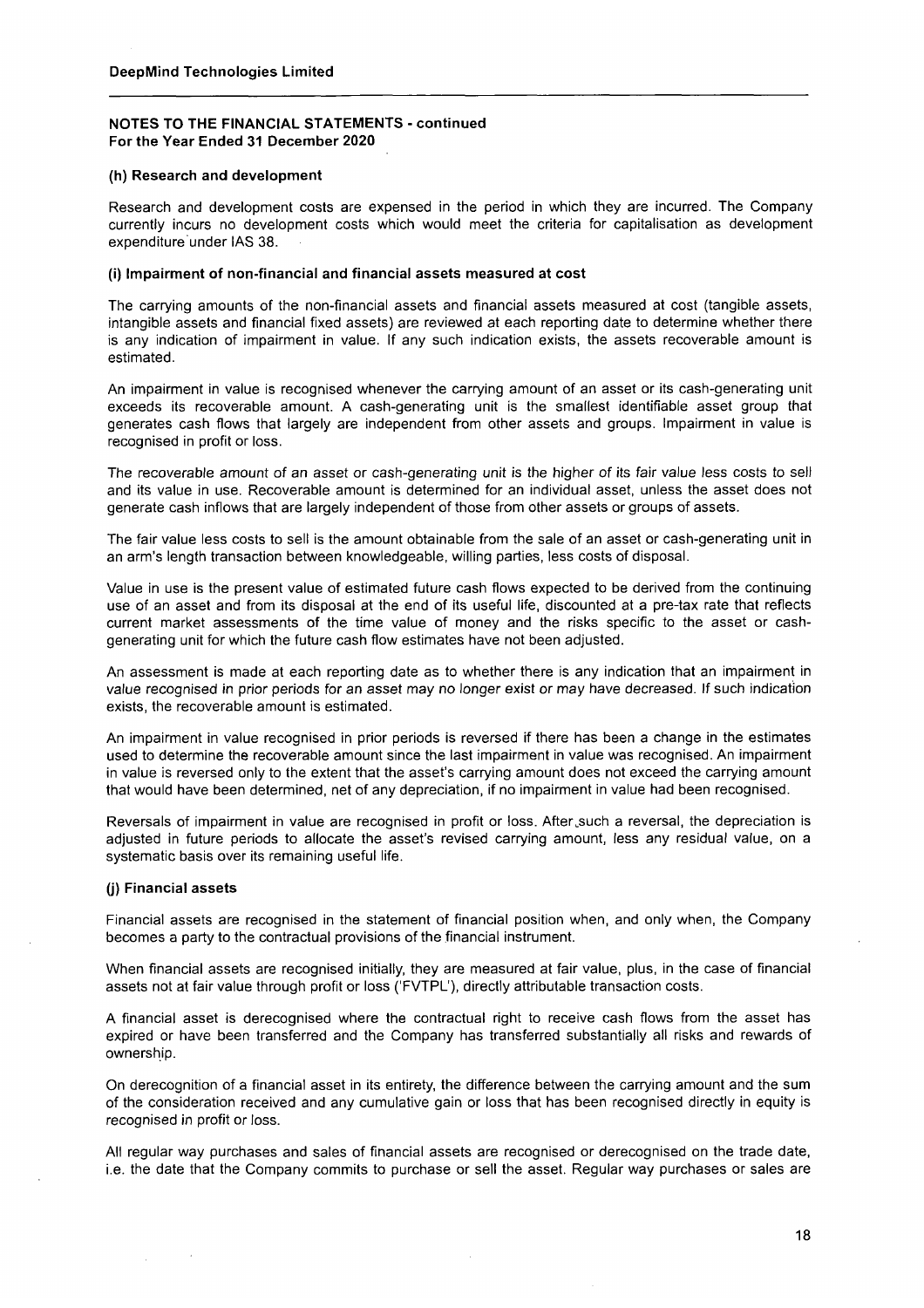**NOTES TO THE FINANCIAL STATEMENTS - continued**
**For the Year Ended 31 December 2020**

**(h) Research and development**

Research and development costs are expensed in the period in which they are incurred. The Company currently incurs no development costs which would meet the criteria for capitalisation as development expenditure under IAS 38.

**(i) Impairment of non-financial and financial assets measured at cost**

The carrying amounts of the non-financial assets and financial assets measured at cost (tangible assets, intangible assets and financial fixed assets) are reviewed at each reporting date to determine whether there is any indication of impairment in value. If any such indication exists, the assets recoverable amount is estimated.

An impairment in value is recognised whenever the carrying amount of an asset or its cash-generating unit exceeds its recoverable amount. A cash-generating unit is the smallest identifiable asset group that generates cash flows that largely are independent from other assets and groups. Impairment in value is recognised in profit or loss.

The recoverable amount of an asset or cash-generating unit is the higher of its fair value less costs to sell and its value in use. Recoverable amount is determined for an individual asset, unless the asset does not generate cash inflows that are largely independent of those from other assets or groups of assets.

The fair value less costs to sell is the amount obtainable from the sale of an asset or cash-generating unit in an arm's length transaction between knowledgeable, willing parties, less costs of disposal.

Value in use is the present value of estimated future cash flows expected to be derived from the continuing use of an asset and from its disposal at the end of its useful life, discounted at a pre-tax rate that reflects current market assessments of the time value of money and the risks specific to the asset or cash-generating unit for which the future cash flow estimates have not been adjusted.

An assessment is made at each reporting date as to whether there is any indication that an impairment in value recognised in prior periods for an asset may no longer exist or may have decreased. If such indication exists, the recoverable amount is estimated.

An impairment in value recognised in prior periods is reversed if there has been a change in the estimates used to determine the recoverable amount since the last impairment in value was recognised. An impairment in value is reversed only to the extent that the asset's carrying amount does not exceed the carrying amount that would have been determined, net of any depreciation, if no impairment in value had been recognised.

Reversals of impairment in value are recognised in profit or loss. After such a reversal, the depreciation is adjusted in future periods to allocate the asset's revised carrying amount, less any residual value, on a systematic basis over its remaining useful life.

**(j) Financial assets**

Financial assets are recognised in the statement of financial position when, and only when, the Company becomes a party to the contractual provisions of the financial instrument.

When financial assets are recognised initially, they are measured at fair value, plus, in the case of financial assets not at fair value through profit or loss ('FVTPL'), directly attributable transaction costs.

A financial asset is derecognised where the contractual right to receive cash flows from the asset has expired or have been transferred and the Company has transferred substantially all risks and rewards of ownership.

On derecognition of a financial asset in its entirety, the difference between the carrying amount and the sum of the consideration received and any cumulative gain or loss that has been recognised directly in equity is recognised in profit or loss.

All regular way purchases and sales of financial assets are recognised or derecognised on the trade date, i.e. the date that the Company commits to purchase or sell the asset. Regular way purchases or sales are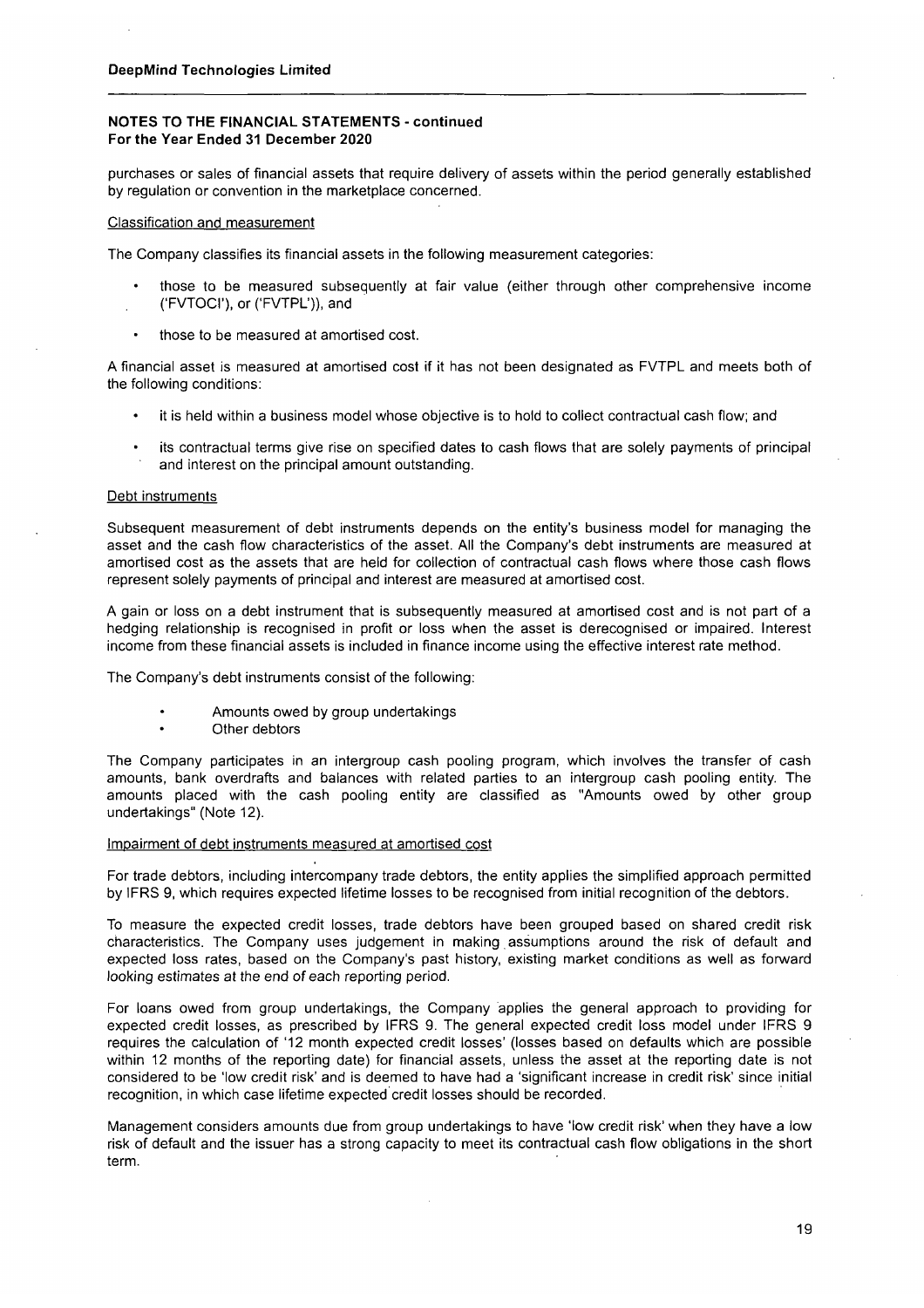purchases or sales of financial assets that require delivery of assets within the period generally established by regulation or convention in the marketplace concerned.

Classification and measurement

The Company classifies its financial assets in the following measurement categories:

- those to be measured subsequently at fair value (either through other comprehensive income ('FVTOCI'), or ('FVTPL')), and
- those to be measured at amortised cost.

A financial asset is measured at amortised cost if it has not been designated as FVTPL and meets both of the following conditions:

- it is held within a business model whose objective is to hold to collect contractual cash flow; and
- its contractual terms give rise on specified dates to cash flows that are solely payments of principal and interest on the principal amount outstanding.

Debt instruments

Subsequent measurement of debt instruments depends on the entity's business model for managing the asset and the cash flow characteristics of the asset. All the Company's debt instruments are measured at amortised cost as the assets that are held for collection of contractual cash flows where those cash flows represent solely payments of principal and interest are measured at amortised cost.

A gain or loss on a debt instrument that is subsequently measured at amortised cost and is not part of a hedging relationship is recognised in profit or loss when the asset is derecognised or impaired. Interest income from these financial assets is included in finance income using the effective interest rate method.

The Company's debt instruments consist of the following:

- Amounts owed by group undertakings
- Other debtors

The Company participates in an intergroup cash pooling program, which involves the transfer of cash amounts, bank overdrafts and balances with related parties to an intergroup cash pooling entity. The amounts placed with the cash pooling entity are classified as "Amounts owed by other group undertakings" (Note 12).

Impairment of debt instruments measured at amortised cost

For trade debtors, including intercompany trade debtors, the entity applies the simplified approach permitted by IFRS 9, which requires expected lifetime losses to be recognised from initial recognition of the debtors.

To measure the expected credit losses, trade debtors have been grouped based on shared credit risk characteristics. The Company uses judgement in making assumptions around the risk of default and expected loss rates, based on the Company's past history, existing market conditions as well as forward looking estimates at the end of each reporting period.

For loans owed from group undertakings, the Company applies the general approach to providing for expected credit losses, as prescribed by IFRS 9. The general expected credit loss model under IFRS 9 requires the calculation of '12 month expected credit losses' (losses based on defaults which are possible within 12 months of the reporting date) for financial assets, unless the asset at the reporting date is not considered to be 'low credit risk' and is deemed to have had a 'significant increase in credit risk' since initial recognition, in which case lifetime expected credit losses should be recorded.

Management considers amounts due from group undertakings to have 'low credit risk' when they have a low risk of default and the issuer has a strong capacity to meet its contractual cash flow obligations in the short term.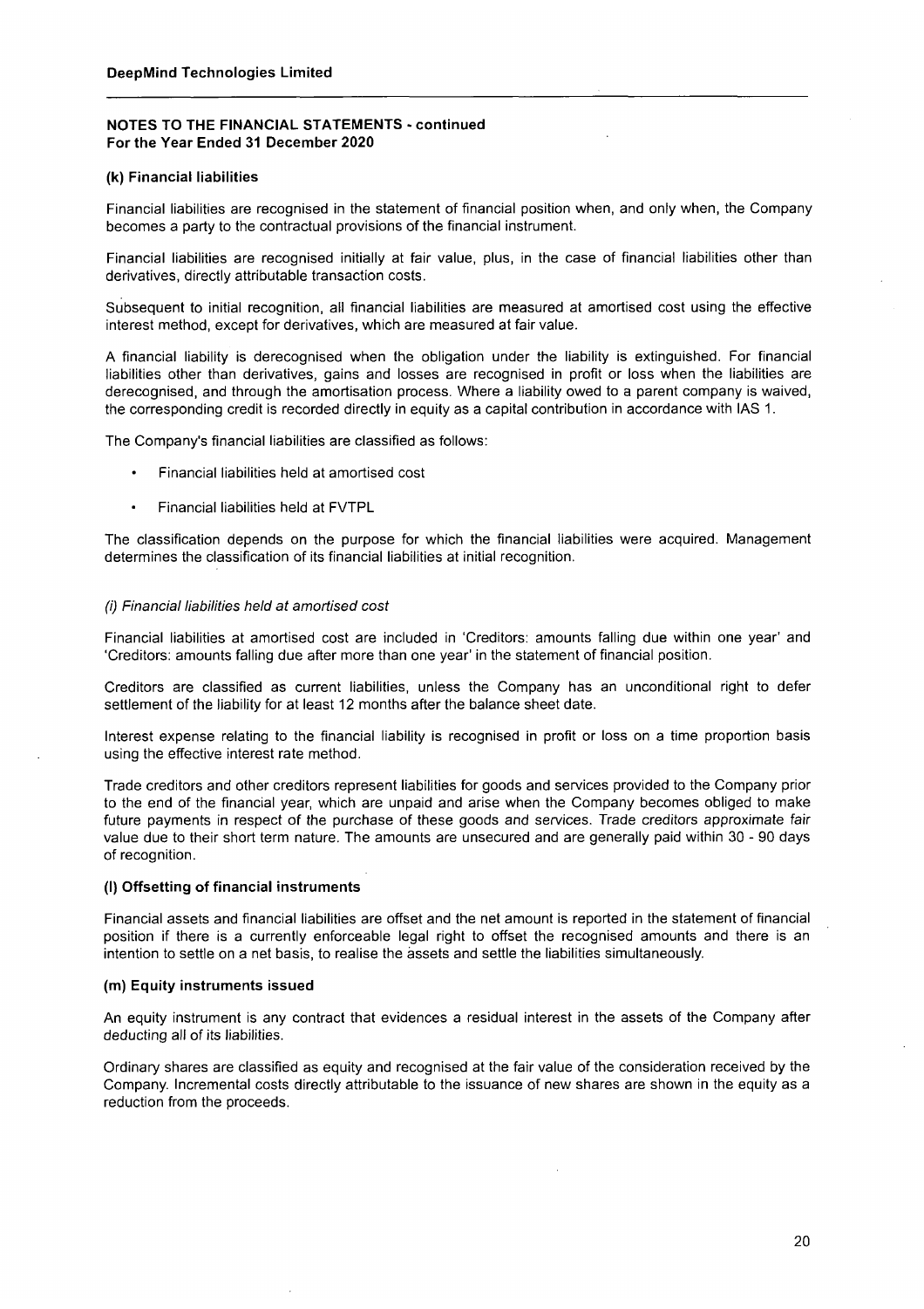**NOTES TO THE FINANCIAL STATEMENTS - continued**
**For the Year Ended 31 December 2020**

#### (k) Financial liabilities

Financial liabilities are recognised in the statement of financial position when, and only when, the Company becomes a party to the contractual provisions of the financial instrument.

Financial liabilities are recognised initially at fair value, plus, in the case of financial liabilities other than derivatives, directly attributable transaction costs.

Subsequent to initial recognition, all financial liabilities are measured at amortised cost using the effective interest method, except for derivatives, which are measured at fair value.

A financial liability is derecognised when the obligation under the liability is extinguished. For financial liabilities other than derivatives, gains and losses are recognised in profit or loss when the liabilities are derecognised, and through the amortisation process. Where a liability owed to a parent company is waived, the corresponding credit is recorded directly in equity as a capital contribution in accordance with IAS 1.

The Company's financial liabilities are classified as follows:

- Financial liabilities held at amortised cost
- Financial liabilities held at FVTPL

The classification depends on the purpose for which the financial liabilities were acquired. Management determines the classification of its financial liabilities at initial recognition.

*(i) Financial liabilities held at amortised cost*

Financial liabilities at amortised cost are included in 'Creditors: amounts falling due within one year' and 'Creditors: amounts falling due after more than one year' in the statement of financial position.

Creditors are classified as current liabilities, unless the Company has an unconditional right to defer settlement of the liability for at least 12 months after the balance sheet date.

Interest expense relating to the financial liability is recognised in profit or loss on a time proportion basis using the effective interest rate method.

Trade creditors and other creditors represent liabilities for goods and services provided to the Company prior to the end of the financial year, which are unpaid and arise when the Company becomes obliged to make future payments in respect of the purchase of these goods and services. Trade creditors approximate fair value due to their short term nature. The amounts are unsecured and are generally paid within 30 - 90 days of recognition.

#### (l) Offsetting of financial instruments

Financial assets and financial liabilities are offset and the net amount is reported in the statement of financial position if there is a currently enforceable legal right to offset the recognised amounts and there is an intention to settle on a net basis, to realise the assets and settle the liabilities simultaneously.

#### (m) Equity instruments issued

An equity instrument is any contract that evidences a residual interest in the assets of the Company after deducting all of its liabilities.

Ordinary shares are classified as equity and recognised at the fair value of the consideration received by the Company. Incremental costs directly attributable to the issuance of new shares are shown in the equity as a reduction from the proceeds.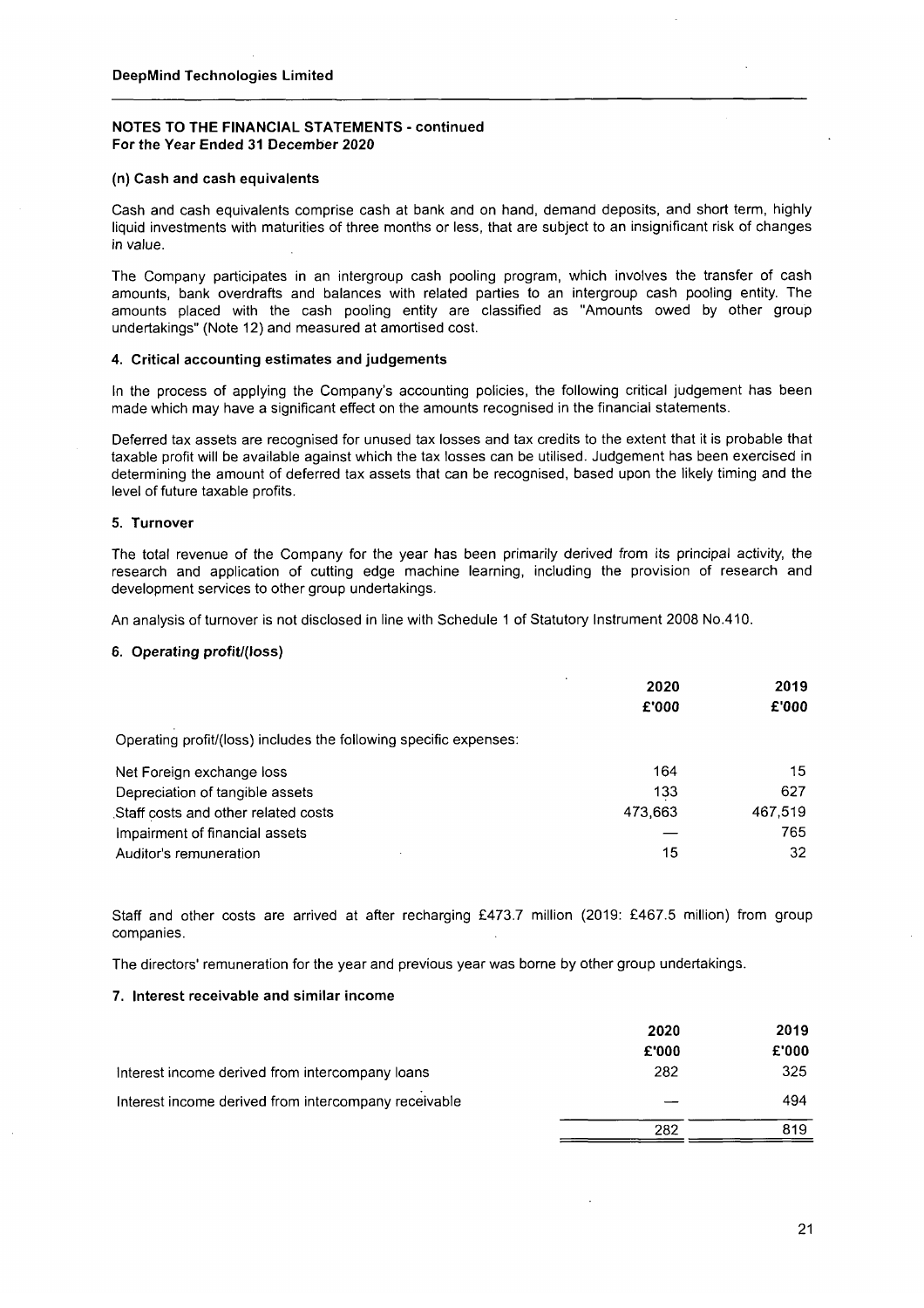**DeepMind Technologies Limited**

**NOTES TO THE FINANCIAL STATEMENTS - continued**
**For the Year Ended 31 December 2020**

**(n) Cash and cash equivalents**

Cash and cash equivalents comprise cash at bank and on hand, demand deposits, and short term, highly liquid investments with maturities of three months or less, that are subject to an insignificant risk of changes in value.

The Company participates in an intergroup cash pooling program, which involves the transfer of cash amounts, bank overdrafts and balances with related parties to an intergroup cash pooling entity. The amounts placed with the cash pooling entity are classified as "Amounts owed by other group undertakings" (Note 12) and measured at amortised cost.

**4. Critical accounting estimates and judgements**

In the process of applying the Company's accounting policies, the following critical judgement has been made which may have a significant effect on the amounts recognised in the financial statements.

Deferred tax assets are recognised for unused tax losses and tax credits to the extent that it is probable that taxable profit will be available against which the tax losses can be utilised. Judgement has been exercised in determining the amount of deferred tax assets that can be recognised, based upon the likely timing and the level of future taxable profits.

**5. Turnover**

The total revenue of the Company for the year has been primarily derived from its principal activity, the research and application of cutting edge machine learning, including the provision of research and development services to other group undertakings.

An analysis of turnover is not disclosed in line with Schedule 1 of Statutory Instrument 2008 No.410.

**6. Operating profit/(loss)**

| | 2020 £'000 | 2019 £'000 |
|---|---|---|
| Operating profit/(loss) includes the following specific expenses: | | |
| Net Foreign exchange loss | 164 | 15 |
| Depreciation of tangible assets | 133 | 627 |
| Staff costs and other related costs | 473,663 | 467,519 |
| Impairment of financial assets | — | 765 |
| Auditor's remuneration | 15 | 32 |

Staff and other costs are arrived at after recharging £473.7 million (2019: £467.5 million) from group companies.

The directors' remuneration for the year and previous year was borne by other group undertakings.

**7. Interest receivable and similar income**

| | 2020 £'000 | 2019 £'000 |
|---|---|---|
| Interest income derived from intercompany loans | 282 | 325 |
| Interest income derived from intercompany receivable | — | 494 |
| | 282 | 819 |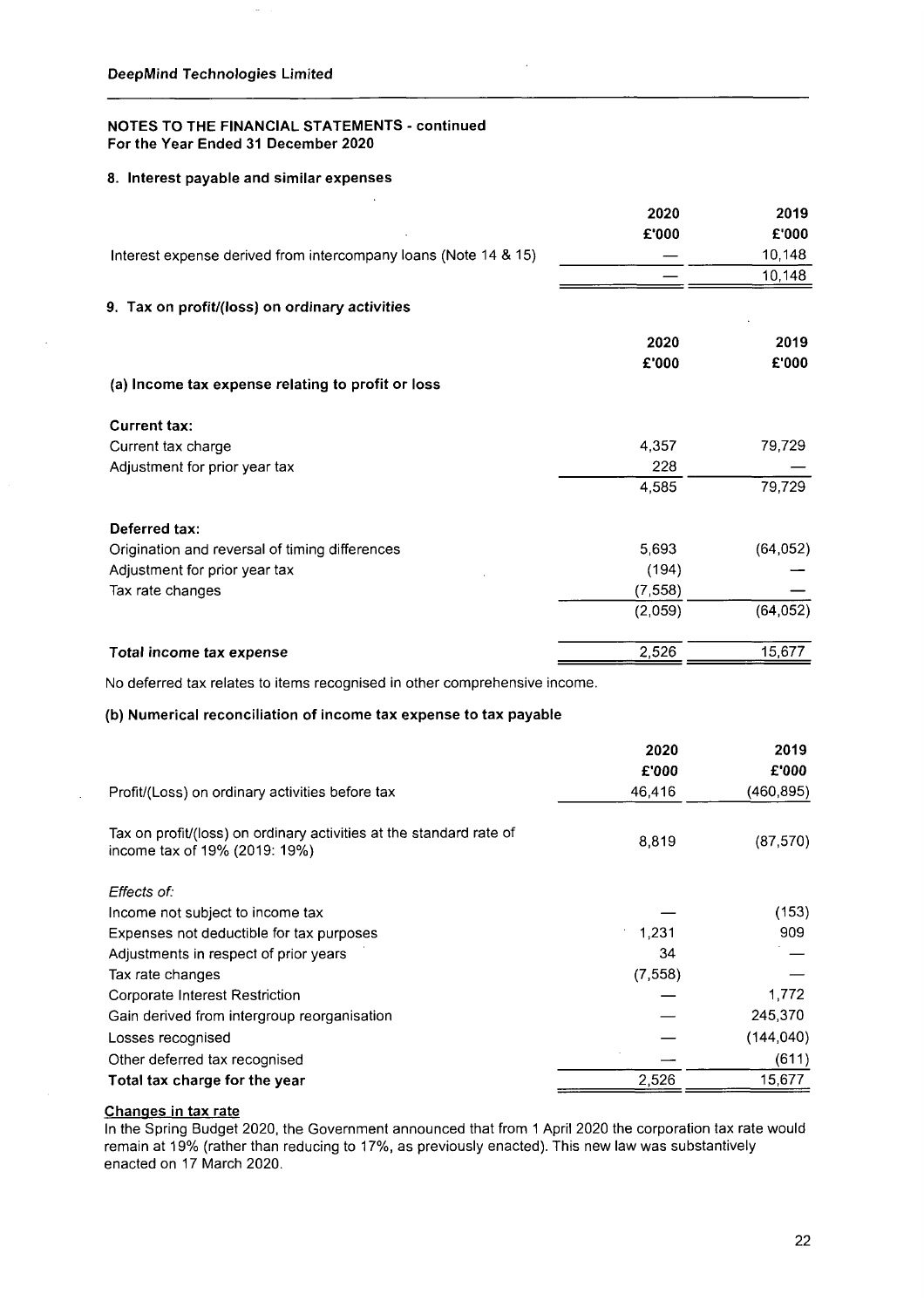**DeepMind Technologies Limited**

**NOTES TO THE FINANCIAL STATEMENTS - continued**
**For the Year Ended 31 December 2020**

### 8. Interest payable and similar expenses

| | 2020 £'000 | 2019 £'000 |
|---|---|---|
| Interest expense derived from intercompany loans (Note 14 & 15) | — | 10,148 |
| | — | 10,148 |

### 9. Tax on profit/(loss) on ordinary activities

| | 2020 £'000 | 2019 £'000 |
|---|---|---|
| **(a) Income tax expense relating to profit or loss** | | |
| **Current tax:** | | |
| Current tax charge | 4,357 | 79,729 |
| Adjustment for prior year tax | 228 | — |
| | 4,585 | 79,729 |
| **Deferred tax:** | | |
| Origination and reversal of timing differences | 5,693 | (64,052) |
| Adjustment for prior year tax | (194) | — |
| Tax rate changes | (7,558) | — |
| | (2,059) | (64,052) |
| **Total income tax expense** | 2,526 | 15,677 |

No deferred tax relates to items recognised in other comprehensive income.

**(b) Numerical reconciliation of income tax expense to tax payable**

| | 2020 £'000 | 2019 £'000 |
|---|---|---|
| Profit/(Loss) on ordinary activities before tax | 46,416 | (460,895) |
| Tax on profit/(loss) on ordinary activities at the standard rate of income tax of 19% (2019: 19%) | 8,819 | (87,570) |
| *Effects of:* | | |
| Income not subject to income tax | — | (153) |
| Expenses not deductible for tax purposes | 1,231 | 909 |
| Adjustments in respect of prior years | 34 | — |
| Tax rate changes | (7,558) | — |
| Corporate Interest Restriction | — | 1,772 |
| Gain derived from intergroup reorganisation | — | 245,370 |
| Losses recognised | — | (144,040) |
| Other deferred tax recognised | — | (611) |
| **Total tax charge for the year** | 2,526 | 15,677 |

**Changes in tax rate**

In the Spring Budget 2020, the Government announced that from 1 April 2020 the corporation tax rate would remain at 19% (rather than reducing to 17%, as previously enacted). This new law was substantively enacted on 17 March 2020.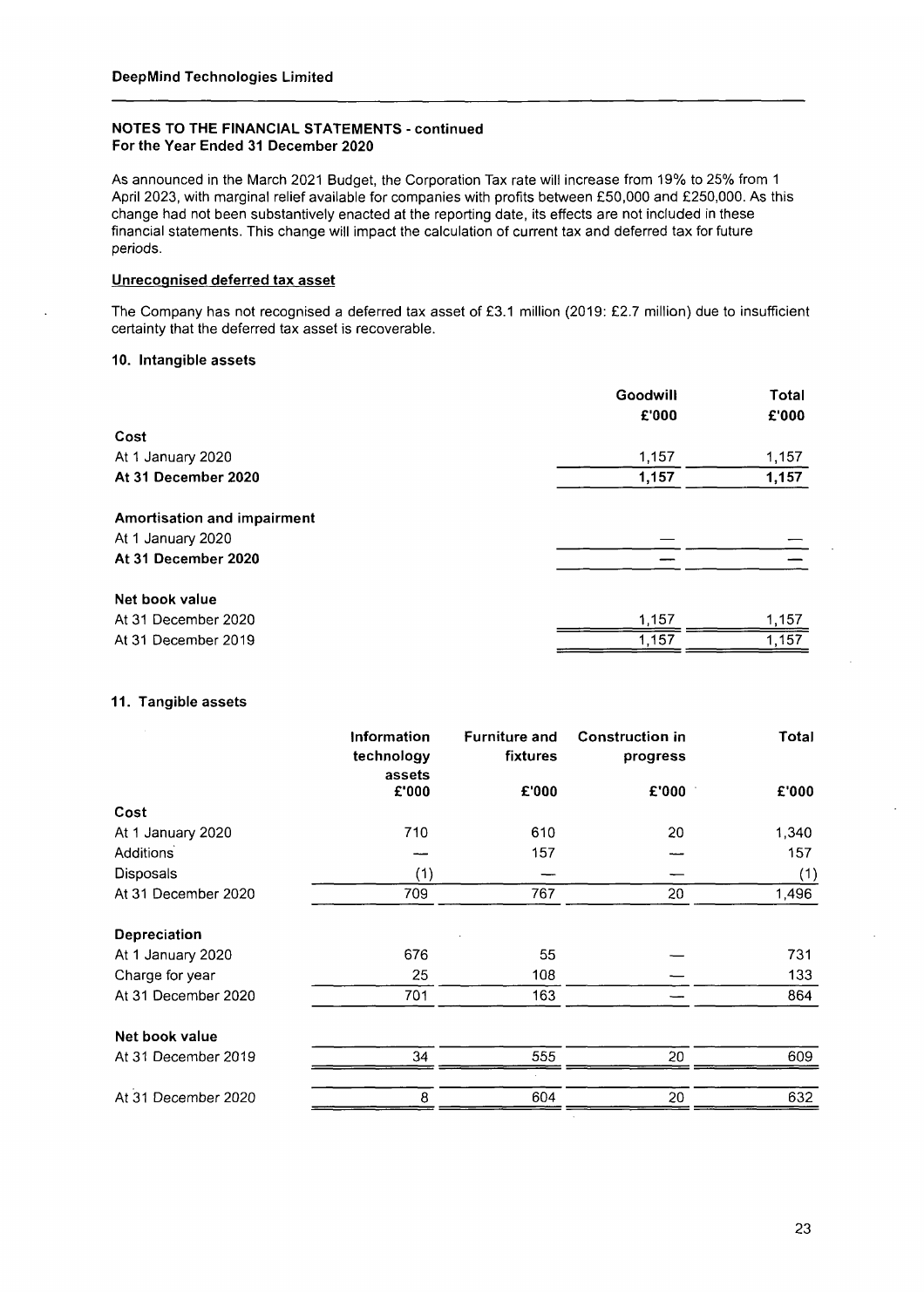**DeepMind Technologies Limited**

**NOTES TO THE FINANCIAL STATEMENTS - continued**
**For the Year Ended 31 December 2020**

As announced in the March 2021 Budget, the Corporation Tax rate will increase from 19% to 25% from 1 April 2023, with marginal relief available for companies with profits between £50,000 and £250,000. As this change had not been substantively enacted at the reporting date, its effects are not included in these financial statements. This change will impact the calculation of current tax and deferred tax for future periods.

**Unrecognised deferred tax asset**

The Company has not recognised a deferred tax asset of £3.1 million (2019: £2.7 million) due to insufficient certainty that the deferred tax asset is recoverable.

### 10. Intangible assets

| | Goodwill £'000 | Total £'000 |
|---|---|---|
| **Cost** | | |
| At 1 January 2020 | 1,157 | 1,157 |
| **At 31 December 2020** | **1,157** | **1,157** |
| | | |
| **Amortisation and impairment** | | |
| At 1 January 2020 | — | — |
| **At 31 December 2020** | — | — |
| | | |
| **Net book value** | | |
| At 31 December 2020 | 1,157 | 1,157 |
| At 31 December 2019 | 1,157 | 1,157 |

### 11. Tangible assets

| | Information technology assets £'000 | Furniture and fixtures £'000 | Construction in progress £'000 | Total £'000 |
|---|---|---|---|---|
| **Cost** | | | | |
| At 1 January 2020 | 710 | 610 | 20 | 1,340 |
| Additions | — | 157 | — | 157 |
| Disposals | (1) | — | — | (1) |
| At 31 December 2020 | 709 | 767 | 20 | 1,496 |
| | | | | |
| **Depreciation** | | | | |
| At 1 January 2020 | 676 | 55 | — | 731 |
| Charge for year | 25 | 108 | — | 133 |
| At 31 December 2020 | 701 | 163 | — | 864 |
| | | | | |
| **Net book value** | | | | |
| At 31 December 2019 | 34 | 555 | 20 | 609 |
| At 31 December 2020 | 8 | 604 | 20 | 632 |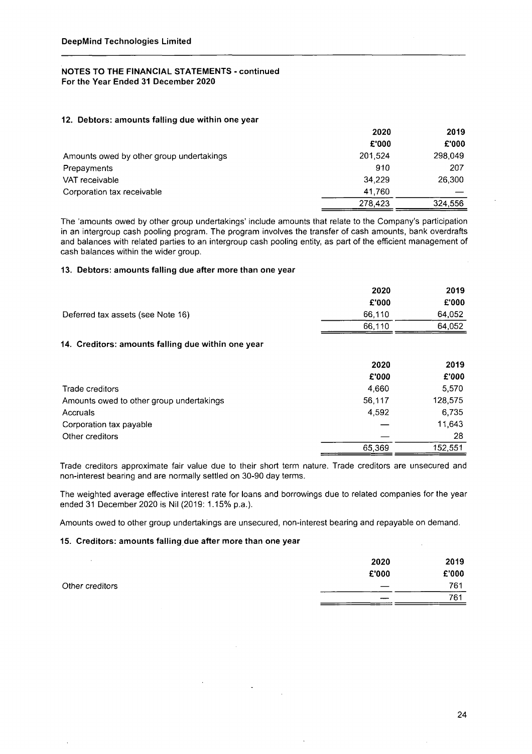**DeepMind Technologies Limited**

## NOTES TO THE FINANCIAL STATEMENTS - continued
## For the Year Ended 31 December 2020

### 12. Debtors: amounts falling due within one year

| | 2020 | 2019 |
|---|---|---|
| | £'000 | £'000 |
| Amounts owed by other group undertakings | 201,524 | 298,049 |
| Prepayments | 910 | 207 |
| VAT receivable | 34,229 | 26,300 |
| Corporation tax receivable | 41,760 | — |
| | 278,423 | 324,556 |

The 'amounts owed by other group undertakings' include amounts that relate to the Company's participation in an intergroup cash pooling program. The program involves the transfer of cash amounts, bank overdrafts and balances with related parties to an intergroup cash pooling entity, as part of the efficient management of cash balances within the wider group.

### 13. Debtors: amounts falling due after more than one year

| | 2020 | 2019 |
|---|---|---|
| | £'000 | £'000 |
| Deferred tax assets (see Note 16) | 66,110 | 64,052 |
| | 66,110 | 64,052 |

### 14. Creditors: amounts falling due within one year

| | 2020 | 2019 |
|---|---|---|
| | £'000 | £'000 |
| Trade creditors | 4,660 | 5,570 |
| Amounts owed to other group undertakings | 56,117 | 128,575 |
| Accruals | 4,592 | 6,735 |
| Corporation tax payable | — | 11,643 |
| Other creditors | — | 28 |
| | 65,369 | 152,551 |

Trade creditors approximate fair value due to their short term nature. Trade creditors are unsecured and non-interest bearing and are normally settled on 30-90 day terms.

The weighted average effective interest rate for loans and borrowings due to related companies for the year ended 31 December 2020 is Nil (2019: 1.15% p.a.).

Amounts owed to other group undertakings are unsecured, non-interest bearing and repayable on demand.

### 15. Creditors: amounts falling due after more than one year

| | 2020 | 2019 |
|---|---|---|
| | £'000 | £'000 |
| Other creditors | — | 761 |
| | — | 761 |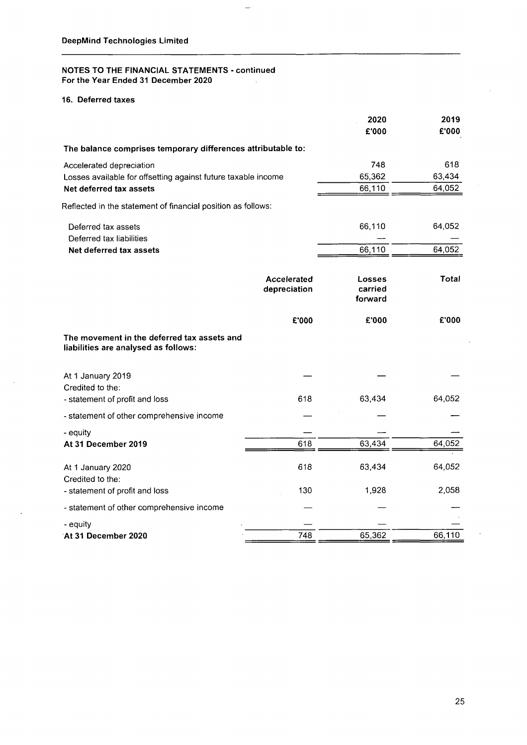DeepMind Technologies Limited

**NOTES TO THE FINANCIAL STATEMENTS - continued**
**For the Year Ended 31 December 2020**

### 16. Deferred taxes

| | 2020 £'000 | 2019 £'000 |
|---|---|---|
| **The balance comprises temporary differences attributable to:** | | |
| Accelerated depreciation | 748 | 618 |
| Losses available for offsetting against future taxable income | 65,362 | 63,434 |
| **Net deferred tax assets** | 66,110 | 64,052 |
| Reflected in the statement of financial position as follows: | | |
| Deferred tax assets | 66,110 | 64,052 |
| Deferred tax liabilities | — | — |
| **Net deferred tax assets** | 66,110 | 64,052 |

| | Accelerated depreciation £'000 | Losses carried forward £'000 | Total £'000 |
|---|---|---|---|
| **The movement in the deferred tax assets and liabilities are analysed as follows:** | | | |
| At 1 January 2019 | — | — | — |
| Credited to the: | | | |
| - statement of profit and loss | 618 | 63,434 | 64,052 |
| - statement of other comprehensive income | — | — | — |
| - equity | — | — | — |
| **At 31 December 2019** | 618 | 63,434 | 64,052 |
| At 1 January 2020 | 618 | 63,434 | 64,052 |
| Credited to the: | | | |
| - statement of profit and loss | 130 | 1,928 | 2,058 |
| - statement of other comprehensive income | — | — | — |
| - equity | — | — | — |
| **At 31 December 2020** | 748 | 65,362 | 66,110 |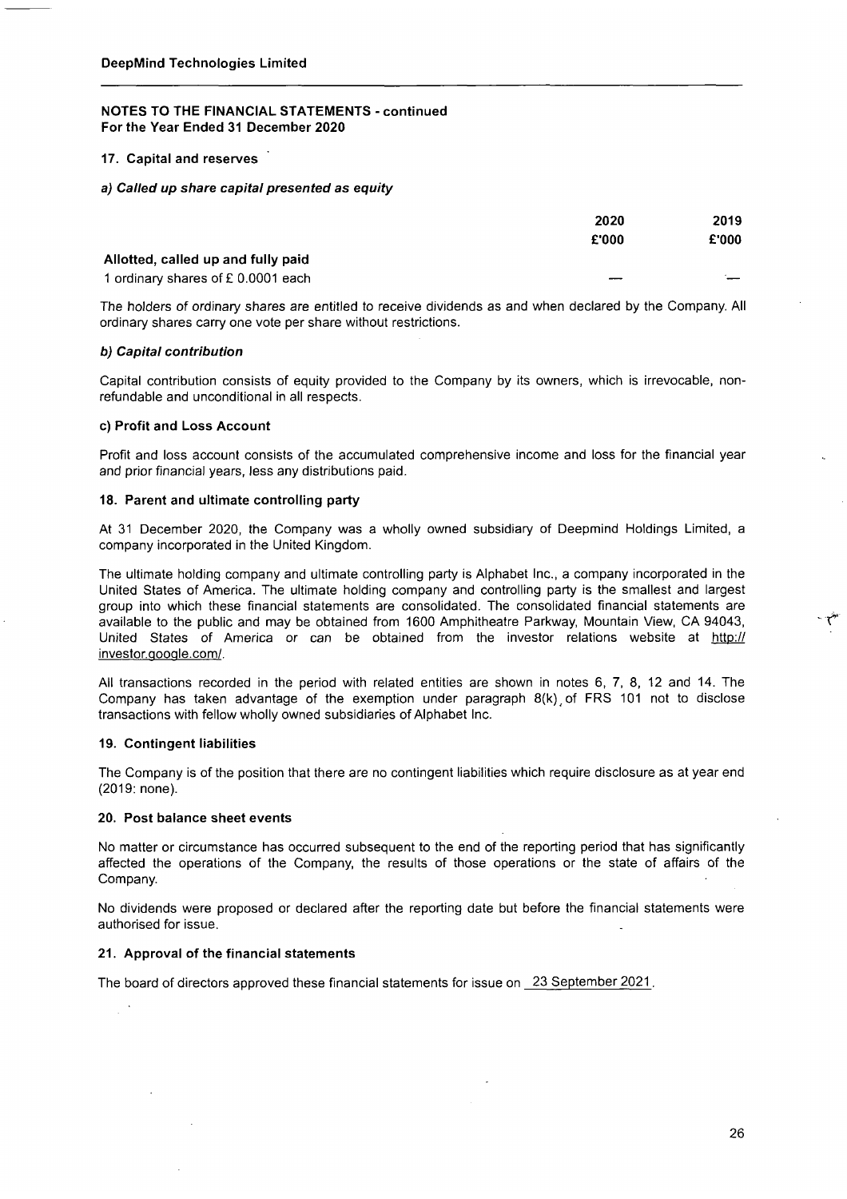**DeepMind Technologies Limited**

**NOTES TO THE FINANCIAL STATEMENTS - continued**
**For the Year Ended 31 December 2020**

### 17. Capital and reserves

***a) Called up share capital presented as equity***

| | 2020 | 2019 |
|---|---|---|
| | £'000 | £'000 |
| **Allotted, called up and fully paid** | | |
| 1 ordinary shares of £ 0.0001 each | — | — |

The holders of ordinary shares are entitled to receive dividends as and when declared by the Company. All ordinary shares carry one vote per share without restrictions.

***b) Capital contribution***

Capital contribution consists of equity provided to the Company by its owners, which is irrevocable, non-refundable and unconditional in all respects.

**c) Profit and Loss Account**

Profit and loss account consists of the accumulated comprehensive income and loss for the financial year and prior financial years, less any distributions paid.

### 18. Parent and ultimate controlling party

At 31 December 2020, the Company was a wholly owned subsidiary of Deepmind Holdings Limited, a company incorporated in the United Kingdom.

The ultimate holding company and ultimate controlling party is Alphabet Inc., a company incorporated in the United States of America. The ultimate holding company and controlling party is the smallest and largest group into which these financial statements are consolidated. The consolidated financial statements are available to the public and may be obtained from 1600 Amphitheatre Parkway, Mountain View, CA 94043, United States of America or can be obtained from the investor relations website at http://investor.google.com/.

All transactions recorded in the period with related entities are shown in notes 6, 7, 8, 12 and 14. The Company has taken advantage of the exemption under paragraph 8(k) of FRS 101 not to disclose transactions with fellow wholly owned subsidiaries of Alphabet Inc.

### 19. Contingent liabilities

The Company is of the position that there are no contingent liabilities which require disclosure as at year end (2019: none).

### 20. Post balance sheet events

No matter or circumstance has occurred subsequent to the end of the reporting period that has significantly affected the operations of the Company, the results of those operations or the state of affairs of the Company.

No dividends were proposed or declared after the reporting date but before the financial statements were authorised for issue.

### 21. Approval of the financial statements

The board of directors approved these financial statements for issue on 23 September 2021.